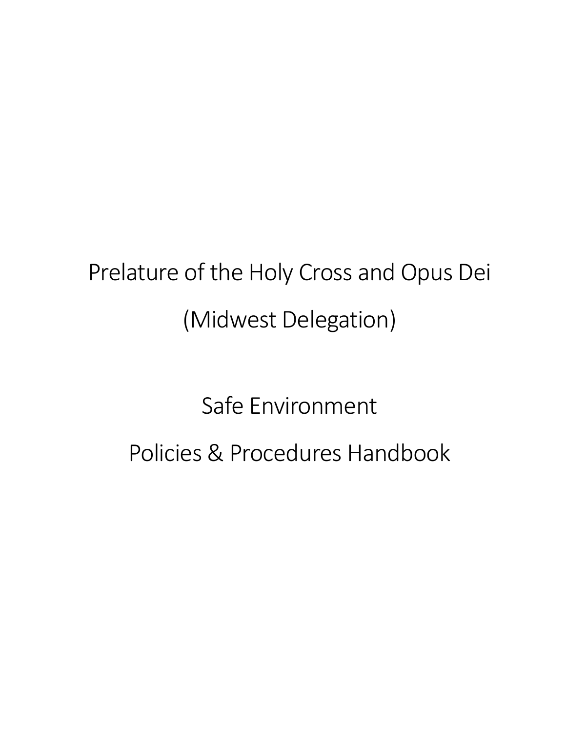# Prelature of the Holy Cross and Opus Dei

# (Midwest Delegation)

# Safe Environment

# Policies & Procedures Handbook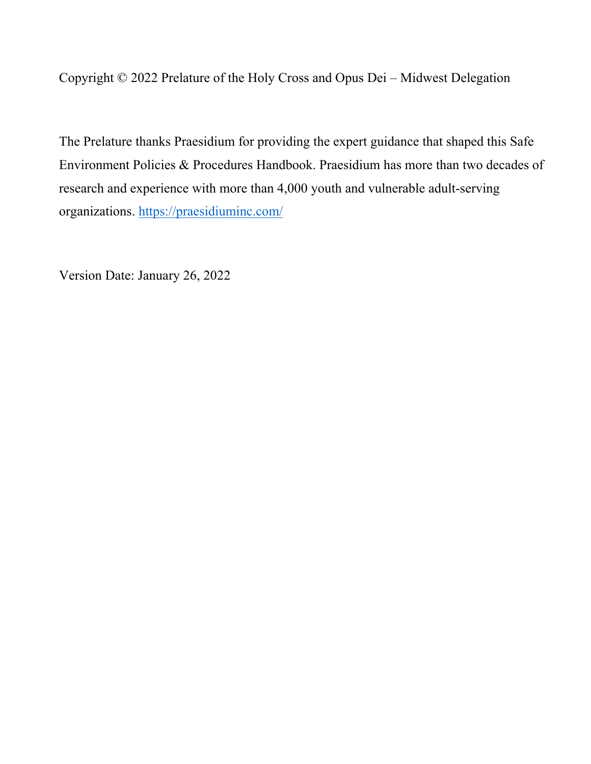Copyright © 2022 Prelature of the Holy Cross and Opus Dei – Midwest Delegation

The Prelature thanks Praesidium for providing the expert guidance that shaped this Safe Environment Policies & Procedures Handbook. Praesidium has more than two decades of research and experience with more than 4,000 youth and vulnerable adult-serving organizations. [https://praesidiuminc.com/](https://praesidiuminc.com/)

Version Date: January 26, 2022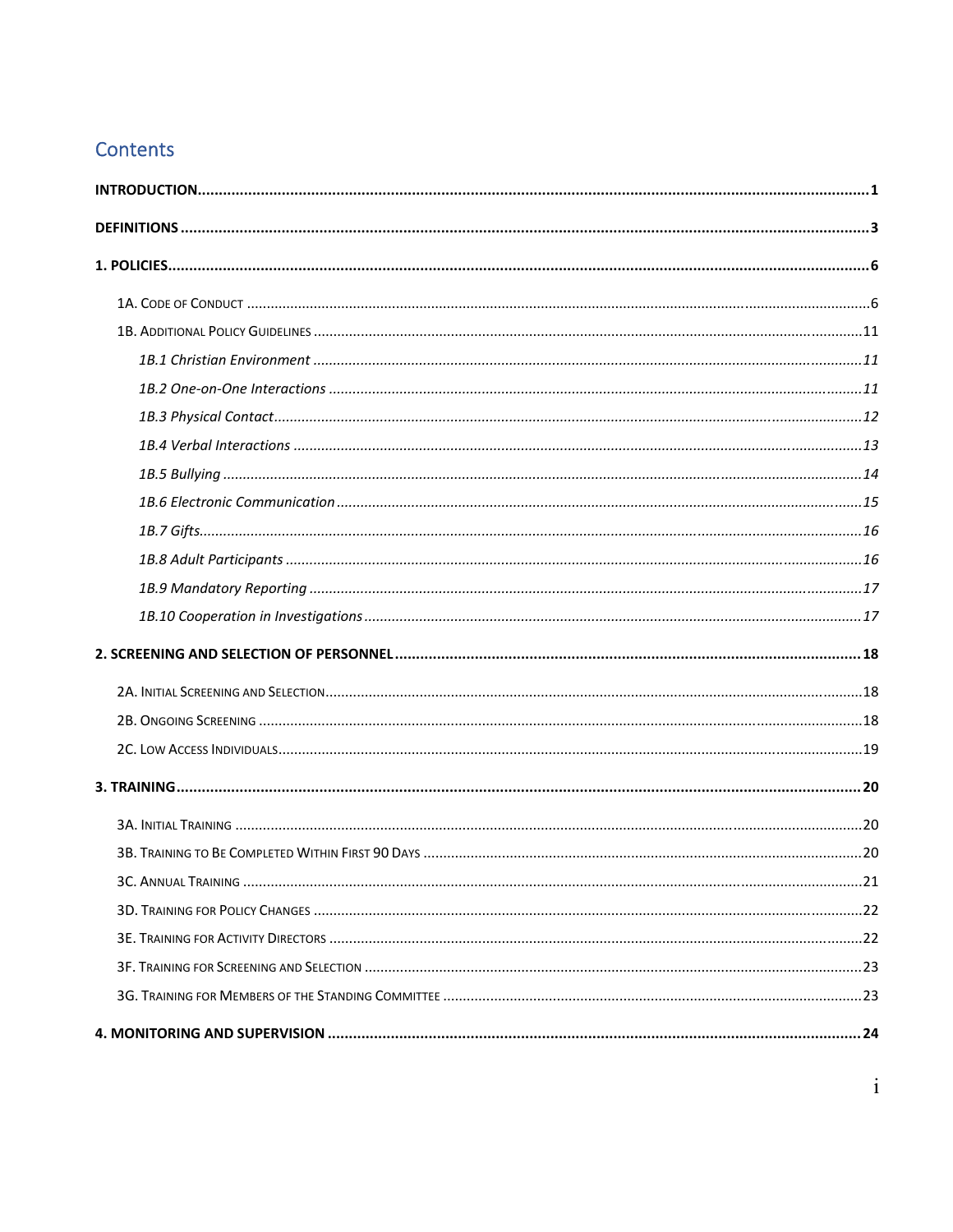# Contents

**INTRODUCTION** ........ **1**

**DEFINITIONS** ........ **3**

**1. POLICIES** ........ **6**

- 1A. Code of Conduct ........ 6
- 1B. Additional Policy Guidelines ........ 11
  - *1B.1 Christian Environment* ........ *11*
  - *1B.2 One-on-One Interactions* ........ *11*
  - *1B.3 Physical Contact* ........ *12*
  - *1B.4 Verbal Interactions* ........ *13*
  - *1B.5 Bullying* ........ *14*
  - *1B.6 Electronic Communication* ........ *15*
  - *1B.7 Gifts* ........ *16*
  - *1B.8 Adult Participants* ........ *16*
  - *1B.9 Mandatory Reporting* ........ *17*
  - *1B.10 Cooperation in Investigations* ........ *17*

**2. SCREENING AND SELECTION OF PERSONNEL** ........ **18**

- 2A. Initial Screening and Selection ........ 18
- 2B. Ongoing Screening ........ 18
- 2C. Low Access Individuals ........ 19

**3. TRAINING** ........ **20**

- 3A. Initial Training ........ 20
- 3B. Training to Be Completed Within First 90 Days ........ 20
- 3C. Annual Training ........ 21
- 3D. Training for Policy Changes ........ 22
- 3E. Training for Activity Directors ........ 22
- 3F. Training for Screening and Selection ........ 23
- 3G. Training for Members of the Standing Committee ........ 23

**4. MONITORING AND SUPERVISION** ........ **24**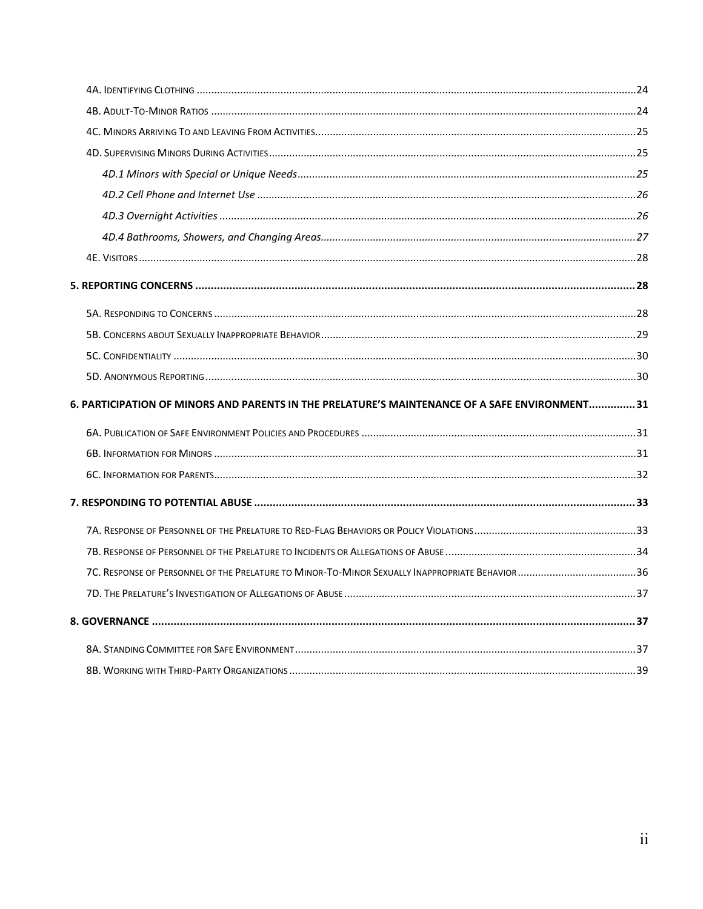4A. Identifying Clothing ........................................................................ 24

4B. Adult-To-Minor Ratios ........................................................................ 24

4C. Minors Arriving To and Leaving From Activities ........................................................................ 25

4D. Supervising Minors During Activities ........................................................................ 25

*4D.1 Minors with Special or Unique Needs ........................................................................ 25*

*4D.2 Cell Phone and Internet Use ........................................................................ 26*

*4D.3 Overnight Activities ........................................................................ 26*

*4D.4 Bathrooms, Showers, and Changing Areas ........................................................................ 27*

4E. Visitors ........................................................................ 28

**5. REPORTING CONCERNS ........................................................................ 28**

5A. Responding to Concerns ........................................................................ 28

5B. Concerns about Sexually Inappropriate Behavior ........................................................................ 29

5C. Confidentiality ........................................................................ 30

5D. Anonymous Reporting ........................................................................ 30

**6. PARTICIPATION OF MINORS AND PARENTS IN THE PRELATURE'S MAINTENANCE OF A SAFE ENVIRONMENT ............... 31**

6A. Publication of Safe Environment Policies and Procedures ........................................................................ 31

6B. Information for Minors ........................................................................ 31

6C. Information for Parents ........................................................................ 32

**7. RESPONDING TO POTENTIAL ABUSE ........................................................................ 33**

7A. Response of Personnel of the Prelature to Red-Flag Behaviors or Policy Violations ........................................................................ 33

7B. Response of Personnel of the Prelature to Incidents or Allegations of Abuse ........................................................................ 34

7C. Response of Personnel of the Prelature to Minor-To-Minor Sexually Inappropriate Behavior ........................................................................ 36

7D. The Prelature's Investigation of Allegations of Abuse ........................................................................ 37

**8. GOVERNANCE ........................................................................ 37**

8A. Standing Committee for Safe Environment ........................................................................ 37

8B. Working with Third-Party Organizations ........................................................................ 39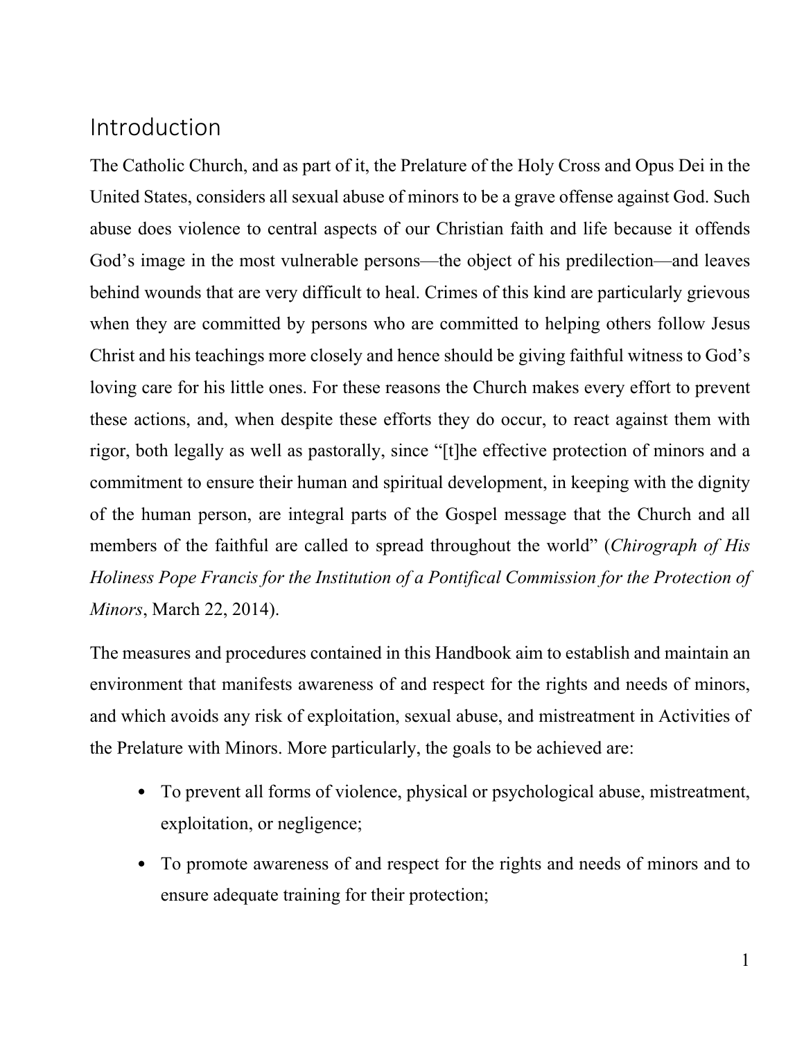# Introduction

The Catholic Church, and as part of it, the Prelature of the Holy Cross and Opus Dei in the United States, considers all sexual abuse of minors to be a grave offense against God. Such abuse does violence to central aspects of our Christian faith and life because it offends God's image in the most vulnerable persons—the object of his predilection—and leaves behind wounds that are very difficult to heal. Crimes of this kind are particularly grievous when they are committed by persons who are committed to helping others follow Jesus Christ and his teachings more closely and hence should be giving faithful witness to God's loving care for his little ones. For these reasons the Church makes every effort to prevent these actions, and, when despite these efforts they do occur, to react against them with rigor, both legally as well as pastorally, since "[t]he effective protection of minors and a commitment to ensure their human and spiritual development, in keeping with the dignity of the human person, are integral parts of the Gospel message that the Church and all members of the faithful are called to spread throughout the world" (*Chirograph of His Holiness Pope Francis for the Institution of a Pontifical Commission for the Protection of Minors*, March 22, 2014).

The measures and procedures contained in this Handbook aim to establish and maintain an environment that manifests awareness of and respect for the rights and needs of minors, and which avoids any risk of exploitation, sexual abuse, and mistreatment in Activities of the Prelature with Minors. More particularly, the goals to be achieved are:

- To prevent all forms of violence, physical or psychological abuse, mistreatment, exploitation, or negligence;
- To promote awareness of and respect for the rights and needs of minors and to ensure adequate training for their protection;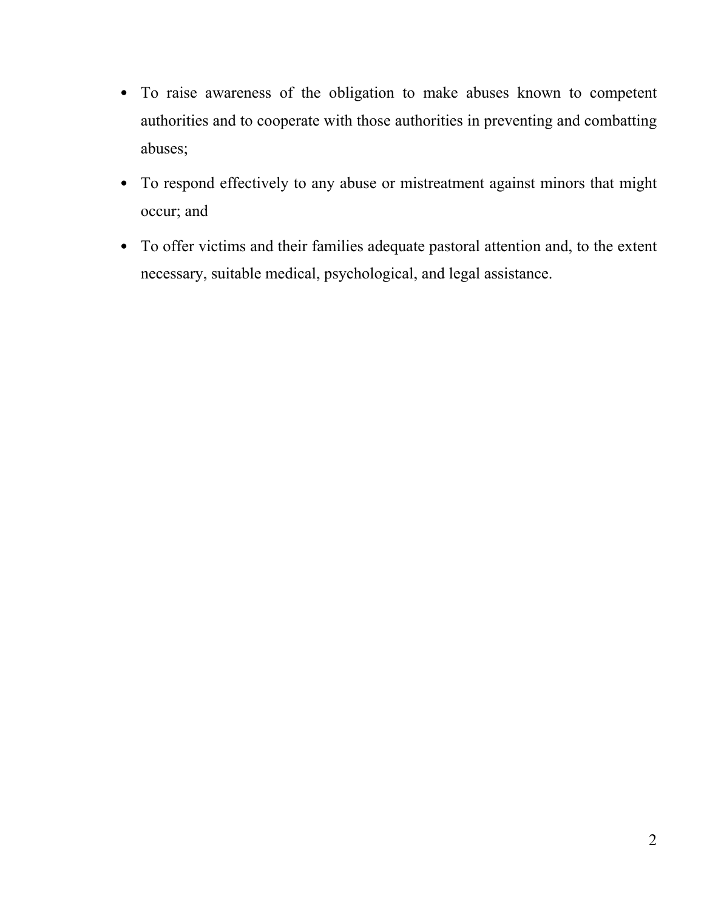- To raise awareness of the obligation to make abuses known to competent authorities and to cooperate with those authorities in preventing and combatting abuses;
- To respond effectively to any abuse or mistreatment against minors that might occur; and
- To offer victims and their families adequate pastoral attention and, to the extent necessary, suitable medical, psychological, and legal assistance.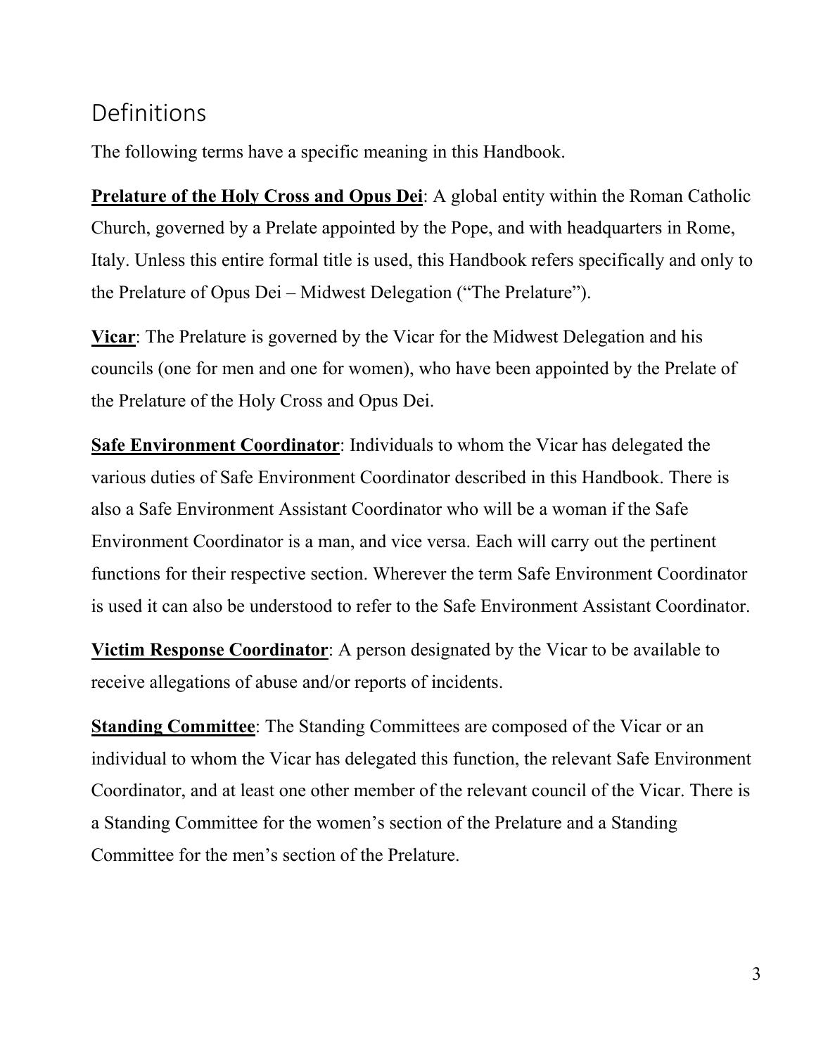## Definitions

The following terms have a specific meaning in this Handbook.

**Prelature of the Holy Cross and Opus Dei**: A global entity within the Roman Catholic Church, governed by a Prelate appointed by the Pope, and with headquarters in Rome, Italy. Unless this entire formal title is used, this Handbook refers specifically and only to the Prelature of Opus Dei – Midwest Delegation ("The Prelature").

**Vicar**: The Prelature is governed by the Vicar for the Midwest Delegation and his councils (one for men and one for women), who have been appointed by the Prelate of the Prelature of the Holy Cross and Opus Dei.

**Safe Environment Coordinator**: Individuals to whom the Vicar has delegated the various duties of Safe Environment Coordinator described in this Handbook. There is also a Safe Environment Assistant Coordinator who will be a woman if the Safe Environment Coordinator is a man, and vice versa. Each will carry out the pertinent functions for their respective section. Wherever the term Safe Environment Coordinator is used it can also be understood to refer to the Safe Environment Assistant Coordinator.

**Victim Response Coordinator**: A person designated by the Vicar to be available to receive allegations of abuse and/or reports of incidents.

**Standing Committee**: The Standing Committees are composed of the Vicar or an individual to whom the Vicar has delegated this function, the relevant Safe Environment Coordinator, and at least one other member of the relevant council of the Vicar. There is a Standing Committee for the women's section of the Prelature and a Standing Committee for the men's section of the Prelature.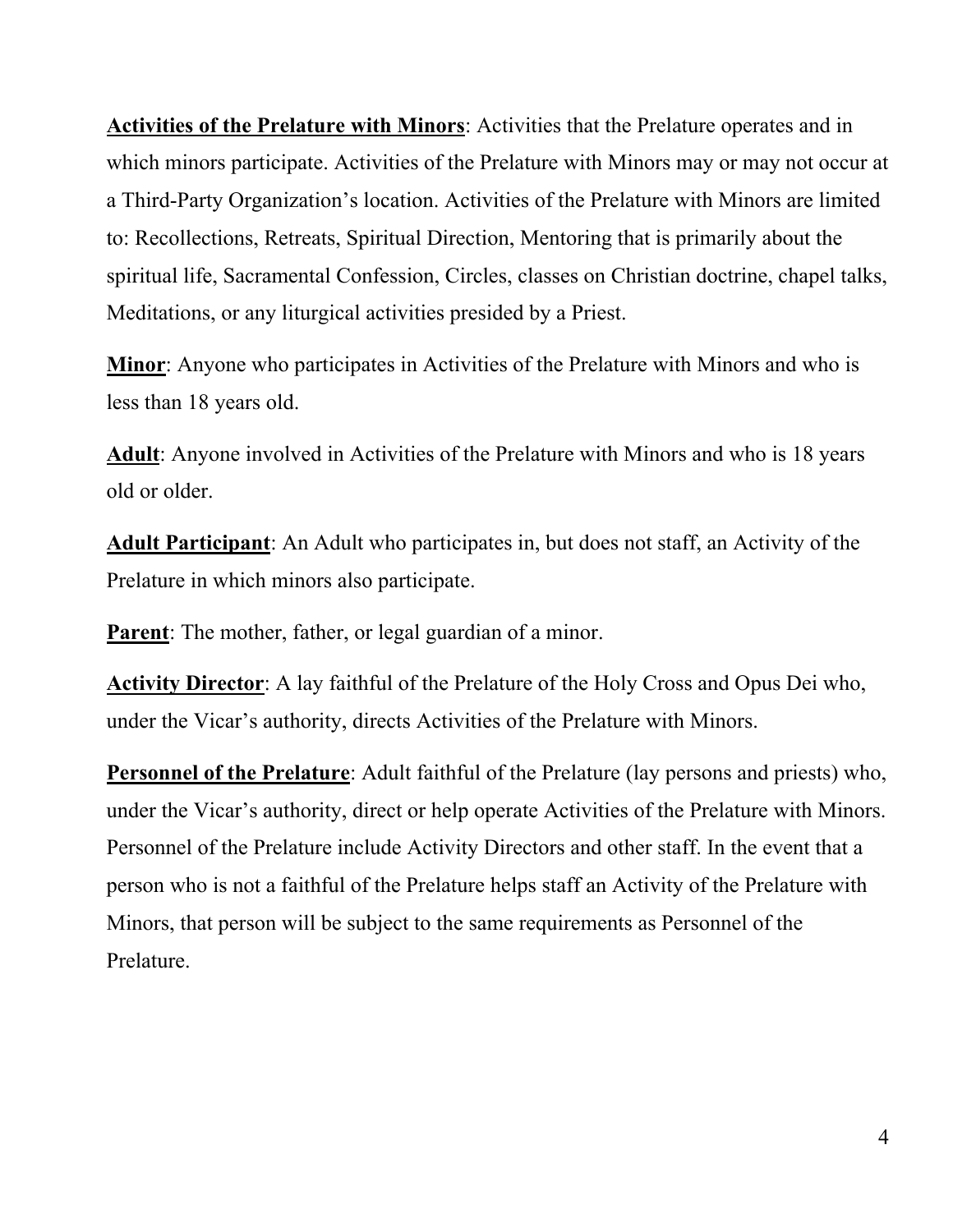**Activities of the Prelature with Minors**: Activities that the Prelature operates and in which minors participate. Activities of the Prelature with Minors may or may not occur at a Third-Party Organization's location. Activities of the Prelature with Minors are limited to: Recollections, Retreats, Spiritual Direction, Mentoring that is primarily about the spiritual life, Sacramental Confession, Circles, classes on Christian doctrine, chapel talks, Meditations, or any liturgical activities presided by a Priest.

**Minor**: Anyone who participates in Activities of the Prelature with Minors and who is less than 18 years old.

**Adult**: Anyone involved in Activities of the Prelature with Minors and who is 18 years old or older.

**Adult Participant**: An Adult who participates in, but does not staff, an Activity of the Prelature in which minors also participate.

**Parent**: The mother, father, or legal guardian of a minor.

**Activity Director**: A lay faithful of the Prelature of the Holy Cross and Opus Dei who, under the Vicar's authority, directs Activities of the Prelature with Minors.

**Personnel of the Prelature**: Adult faithful of the Prelature (lay persons and priests) who, under the Vicar's authority, direct or help operate Activities of the Prelature with Minors. Personnel of the Prelature include Activity Directors and other staff. In the event that a person who is not a faithful of the Prelature helps staff an Activity of the Prelature with Minors, that person will be subject to the same requirements as Personnel of the Prelature.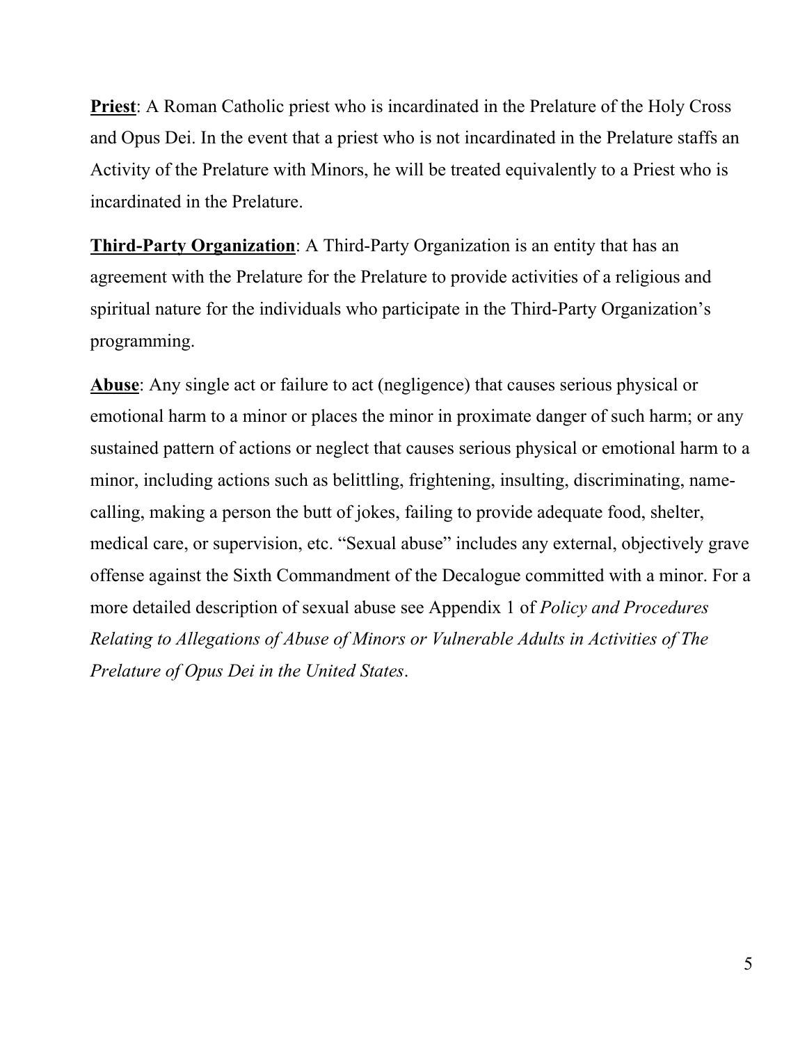**<u>Priest</u>**: A Roman Catholic priest who is incardinated in the Prelature of the Holy Cross and Opus Dei. In the event that a priest who is not incardinated in the Prelature staffs an Activity of the Prelature with Minors, he will be treated equivalently to a Priest who is incardinated in the Prelature.

**<u>Third-Party Organization</u>**: A Third-Party Organization is an entity that has an agreement with the Prelature for the Prelature to provide activities of a religious and spiritual nature for the individuals who participate in the Third-Party Organization's programming.

**<u>Abuse</u>**: Any single act or failure to act (negligence) that causes serious physical or emotional harm to a minor or places the minor in proximate danger of such harm; or any sustained pattern of actions or neglect that causes serious physical or emotional harm to a minor, including actions such as belittling, frightening, insulting, discriminating, name-calling, making a person the butt of jokes, failing to provide adequate food, shelter, medical care, or supervision, etc. "Sexual abuse" includes any external, objectively grave offense against the Sixth Commandment of the Decalogue committed with a minor. For a more detailed description of sexual abuse see Appendix 1 of *Policy and Procedures Relating to Allegations of Abuse of Minors or Vulnerable Adults in Activities of The Prelature of Opus Dei in the United States*.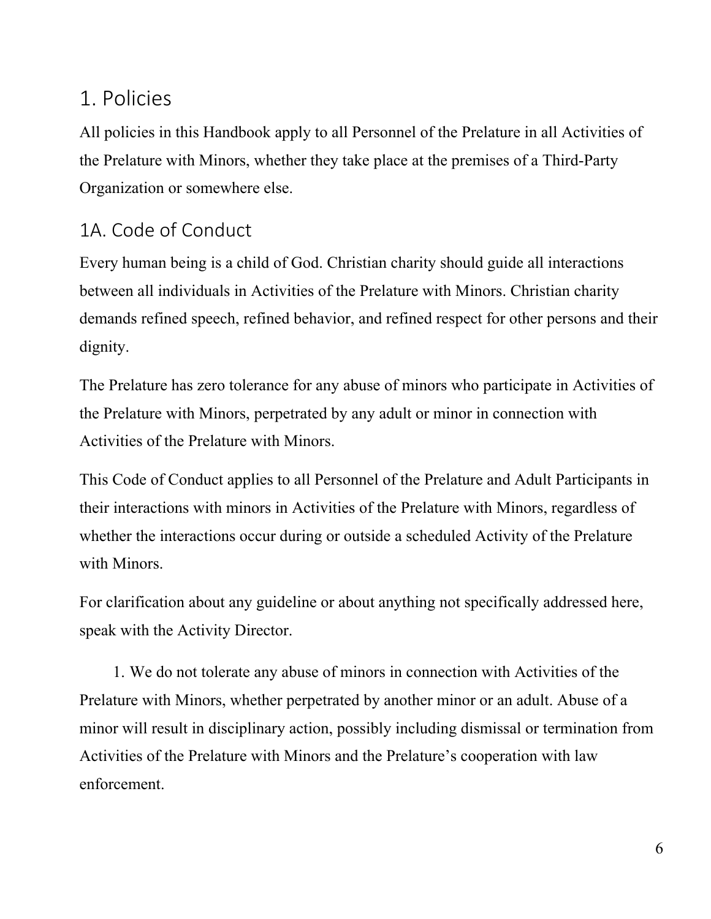# 1. Policies

All policies in this Handbook apply to all Personnel of the Prelature in all Activities of the Prelature with Minors, whether they take place at the premises of a Third-Party Organization or somewhere else.

## 1A. Code of Conduct

Every human being is a child of God. Christian charity should guide all interactions between all individuals in Activities of the Prelature with Minors. Christian charity demands refined speech, refined behavior, and refined respect for other persons and their dignity.

The Prelature has zero tolerance for any abuse of minors who participate in Activities of the Prelature with Minors, perpetrated by any adult or minor in connection with Activities of the Prelature with Minors.

This Code of Conduct applies to all Personnel of the Prelature and Adult Participants in their interactions with minors in Activities of the Prelature with Minors, regardless of whether the interactions occur during or outside a scheduled Activity of the Prelature with Minors.

For clarification about any guideline or about anything not specifically addressed here, speak with the Activity Director.

1. We do not tolerate any abuse of minors in connection with Activities of the Prelature with Minors, whether perpetrated by another minor or an adult. Abuse of a minor will result in disciplinary action, possibly including dismissal or termination from Activities of the Prelature with Minors and the Prelature's cooperation with law enforcement.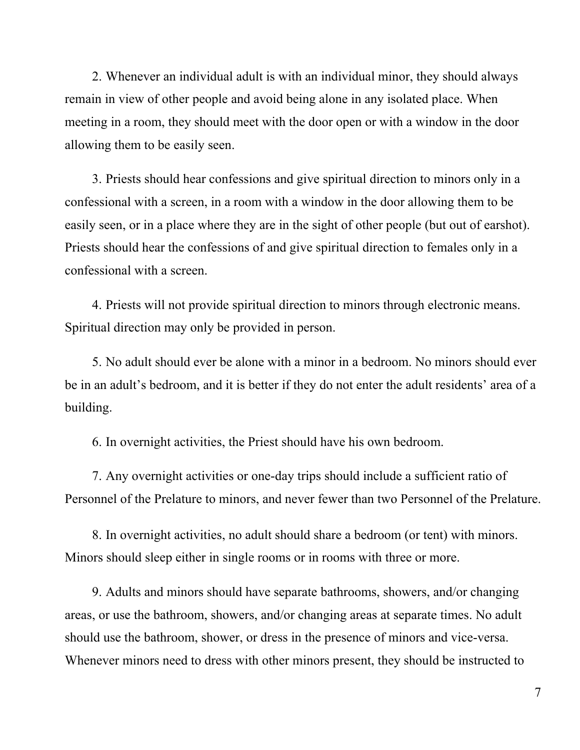2. Whenever an individual adult is with an individual minor, they should always remain in view of other people and avoid being alone in any isolated place. When meeting in a room, they should meet with the door open or with a window in the door allowing them to be easily seen.

3. Priests should hear confessions and give spiritual direction to minors only in a confessional with a screen, in a room with a window in the door allowing them to be easily seen, or in a place where they are in the sight of other people (but out of earshot). Priests should hear the confessions of and give spiritual direction to females only in a confessional with a screen.

4. Priests will not provide spiritual direction to minors through electronic means. Spiritual direction may only be provided in person.

5. No adult should ever be alone with a minor in a bedroom. No minors should ever be in an adult's bedroom, and it is better if they do not enter the adult residents' area of a building.

6. In overnight activities, the Priest should have his own bedroom.

7. Any overnight activities or one-day trips should include a sufficient ratio of Personnel of the Prelature to minors, and never fewer than two Personnel of the Prelature.

8. In overnight activities, no adult should share a bedroom (or tent) with minors. Minors should sleep either in single rooms or in rooms with three or more.

9. Adults and minors should have separate bathrooms, showers, and/or changing areas, or use the bathroom, showers, and/or changing areas at separate times. No adult should use the bathroom, shower, or dress in the presence of minors and vice-versa. Whenever minors need to dress with other minors present, they should be instructed to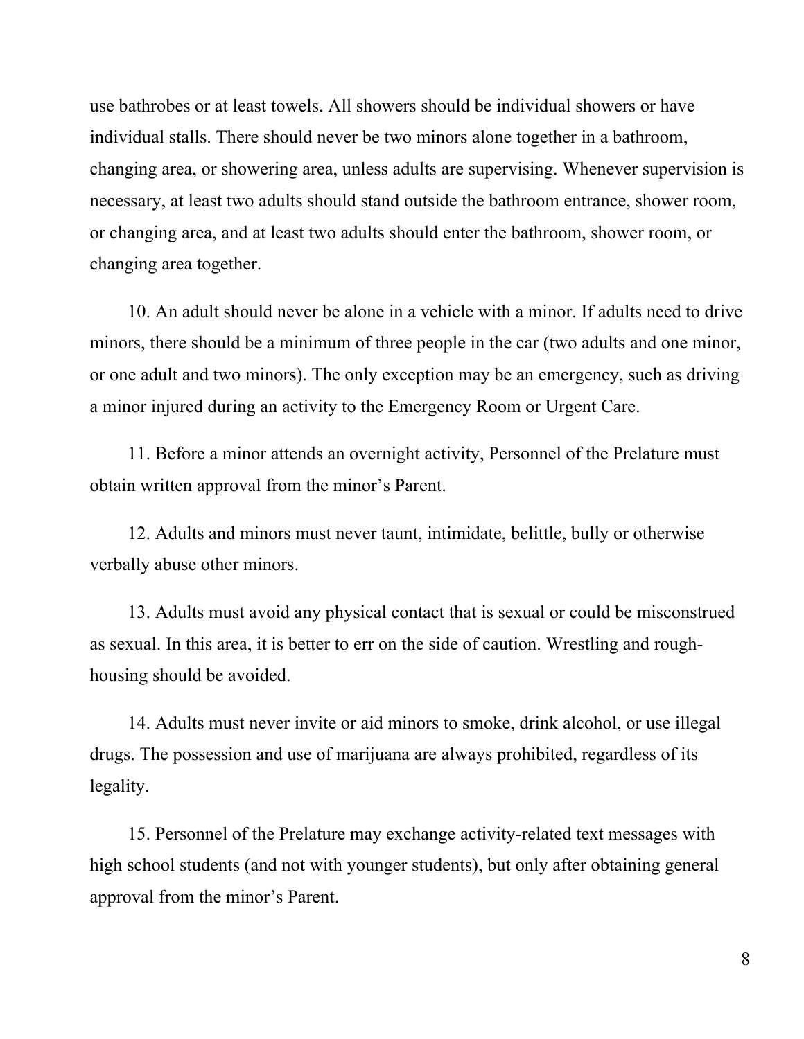use bathrobes or at least towels. All showers should be individual showers or have individual stalls. There should never be two minors alone together in a bathroom, changing area, or showering area, unless adults are supervising. Whenever supervision is necessary, at least two adults should stand outside the bathroom entrance, shower room, or changing area, and at least two adults should enter the bathroom, shower room, or changing area together.

10. An adult should never be alone in a vehicle with a minor. If adults need to drive minors, there should be a minimum of three people in the car (two adults and one minor, or one adult and two minors). The only exception may be an emergency, such as driving a minor injured during an activity to the Emergency Room or Urgent Care.

11. Before a minor attends an overnight activity, Personnel of the Prelature must obtain written approval from the minor's Parent.

12. Adults and minors must never taunt, intimidate, belittle, bully or otherwise verbally abuse other minors.

13. Adults must avoid any physical contact that is sexual or could be misconstrued as sexual. In this area, it is better to err on the side of caution. Wrestling and rough-housing should be avoided.

14. Adults must never invite or aid minors to smoke, drink alcohol, or use illegal drugs. The possession and use of marijuana are always prohibited, regardless of its legality.

15. Personnel of the Prelature may exchange activity-related text messages with high school students (and not with younger students), but only after obtaining general approval from the minor's Parent.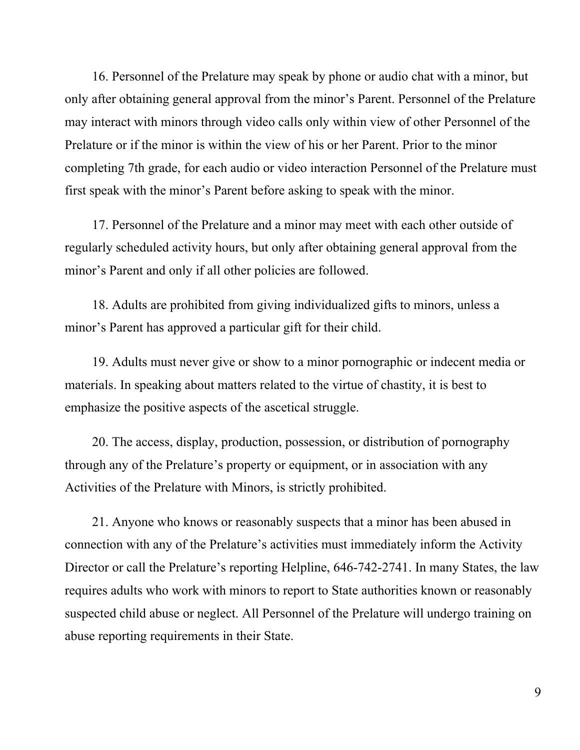16. Personnel of the Prelature may speak by phone or audio chat with a minor, but only after obtaining general approval from the minor's Parent. Personnel of the Prelature may interact with minors through video calls only within view of other Personnel of the Prelature or if the minor is within the view of his or her Parent. Prior to the minor completing 7th grade, for each audio or video interaction Personnel of the Prelature must first speak with the minor's Parent before asking to speak with the minor.

17. Personnel of the Prelature and a minor may meet with each other outside of regularly scheduled activity hours, but only after obtaining general approval from the minor's Parent and only if all other policies are followed.

18. Adults are prohibited from giving individualized gifts to minors, unless a minor's Parent has approved a particular gift for their child.

19. Adults must never give or show to a minor pornographic or indecent media or materials. In speaking about matters related to the virtue of chastity, it is best to emphasize the positive aspects of the ascetical struggle.

20. The access, display, production, possession, or distribution of pornography through any of the Prelature's property or equipment, or in association with any Activities of the Prelature with Minors, is strictly prohibited.

21. Anyone who knows or reasonably suspects that a minor has been abused in connection with any of the Prelature's activities must immediately inform the Activity Director or call the Prelature's reporting Helpline, 646-742-2741. In many States, the law requires adults who work with minors to report to State authorities known or reasonably suspected child abuse or neglect. All Personnel of the Prelature will undergo training on abuse reporting requirements in their State.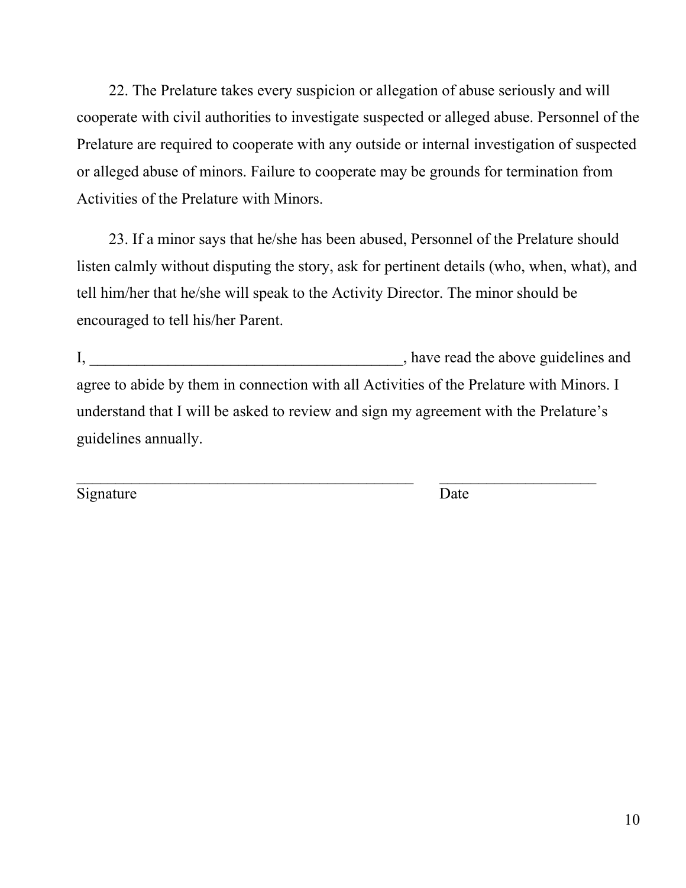22. The Prelature takes every suspicion or allegation of abuse seriously and will cooperate with civil authorities to investigate suspected or alleged abuse. Personnel of the Prelature are required to cooperate with any outside or internal investigation of suspected or alleged abuse of minors. Failure to cooperate may be grounds for termination from Activities of the Prelature with Minors.

23. If a minor says that he/she has been abused, Personnel of the Prelature should listen calmly without disputing the story, ask for pertinent details (who, when, what), and tell him/her that he/she will speak to the Activity Director. The minor should be encouraged to tell his/her Parent.

I, ________________________________________, have read the above guidelines and agree to abide by them in connection with all Activities of the Prelature with Minors. I understand that I will be asked to review and sign my agreement with the Prelature's guidelines annually.

_____________________________________________ ____________________

Signature Date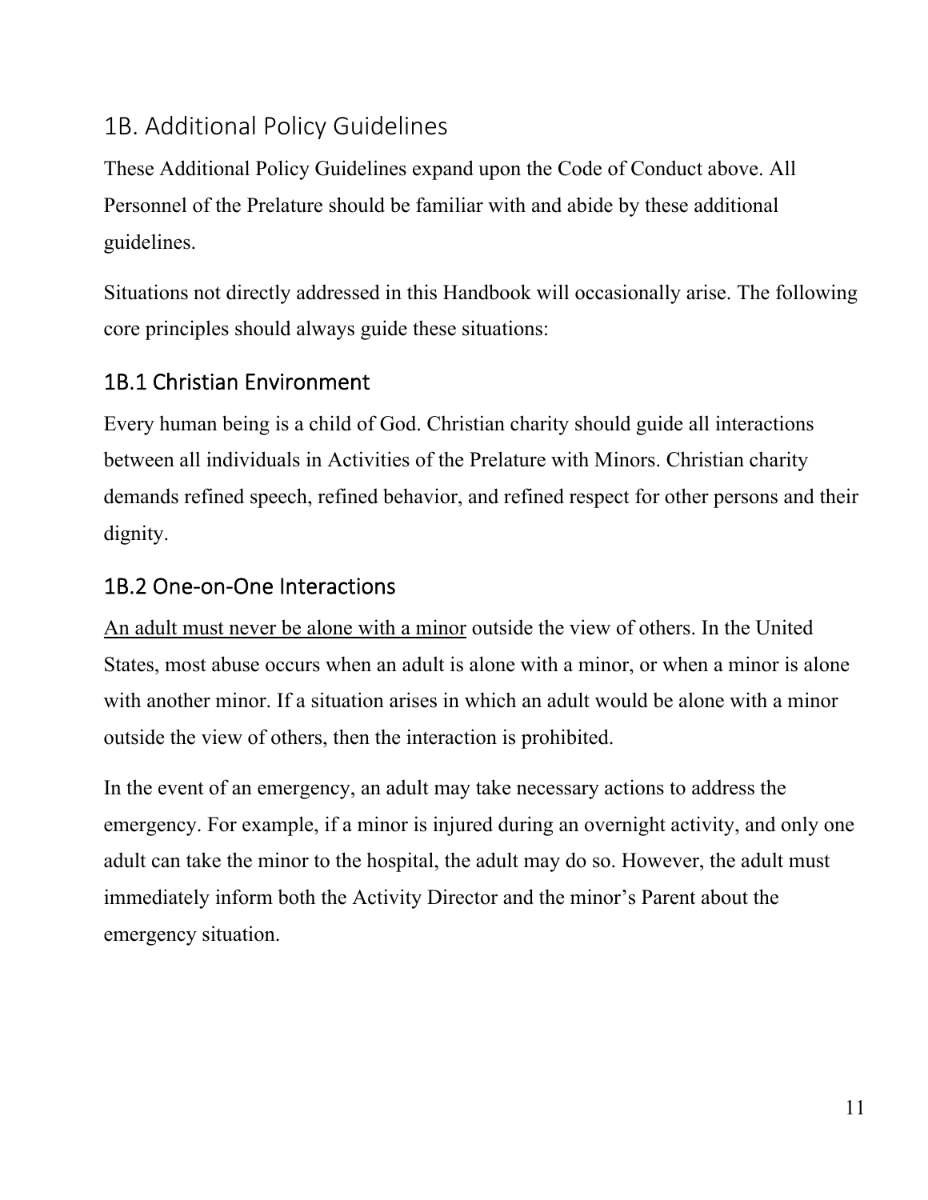## 1B. Additional Policy Guidelines

These Additional Policy Guidelines expand upon the Code of Conduct above. All Personnel of the Prelature should be familiar with and abide by these additional guidelines.

Situations not directly addressed in this Handbook will occasionally arise. The following core principles should always guide these situations:

### 1B.1 Christian Environment

Every human being is a child of God. Christian charity should guide all interactions between all individuals in Activities of the Prelature with Minors. Christian charity demands refined speech, refined behavior, and refined respect for other persons and their dignity.

### 1B.2 One-on-One Interactions

<u>An adult must never be alone with a minor</u> outside the view of others. In the United States, most abuse occurs when an adult is alone with a minor, or when a minor is alone with another minor. If a situation arises in which an adult would be alone with a minor outside the view of others, then the interaction is prohibited.

In the event of an emergency, an adult may take necessary actions to address the emergency. For example, if a minor is injured during an overnight activity, and only one adult can take the minor to the hospital, the adult may do so. However, the adult must immediately inform both the Activity Director and the minor's Parent about the emergency situation.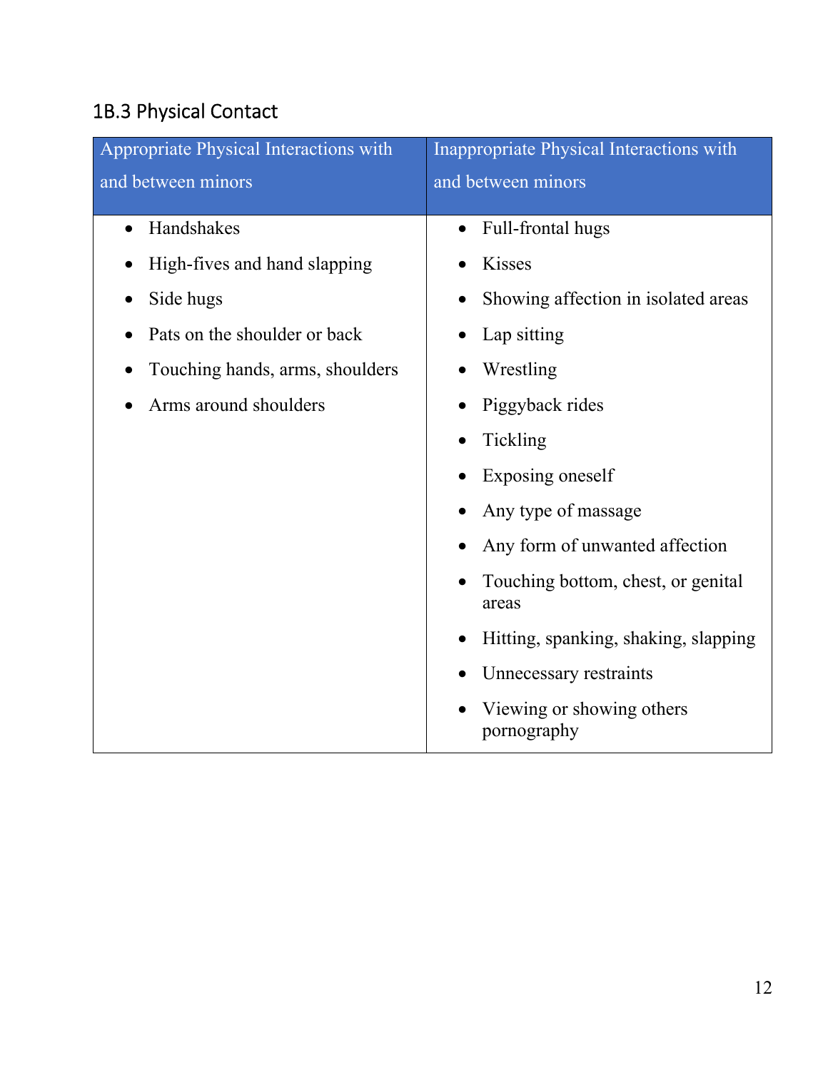### 1B.3 Physical Contact

| Appropriate Physical Interactions with and between minors | Inappropriate Physical Interactions with and between minors |
| --- | --- |
| • Handshakes<br>• High-fives and hand slapping<br>• Side hugs<br>• Pats on the shoulder or back<br>• Touching hands, arms, shoulders<br>• Arms around shoulders | • Full-frontal hugs<br>• Kisses<br>• Showing affection in isolated areas<br>• Lap sitting<br>• Wrestling<br>• Piggyback rides<br>• Tickling<br>• Exposing oneself<br>• Any type of massage<br>• Any form of unwanted affection<br>• Touching bottom, chest, or genital areas<br>• Hitting, spanking, shaking, slapping<br>• Unnecessary restraints<br>• Viewing or showing others pornography |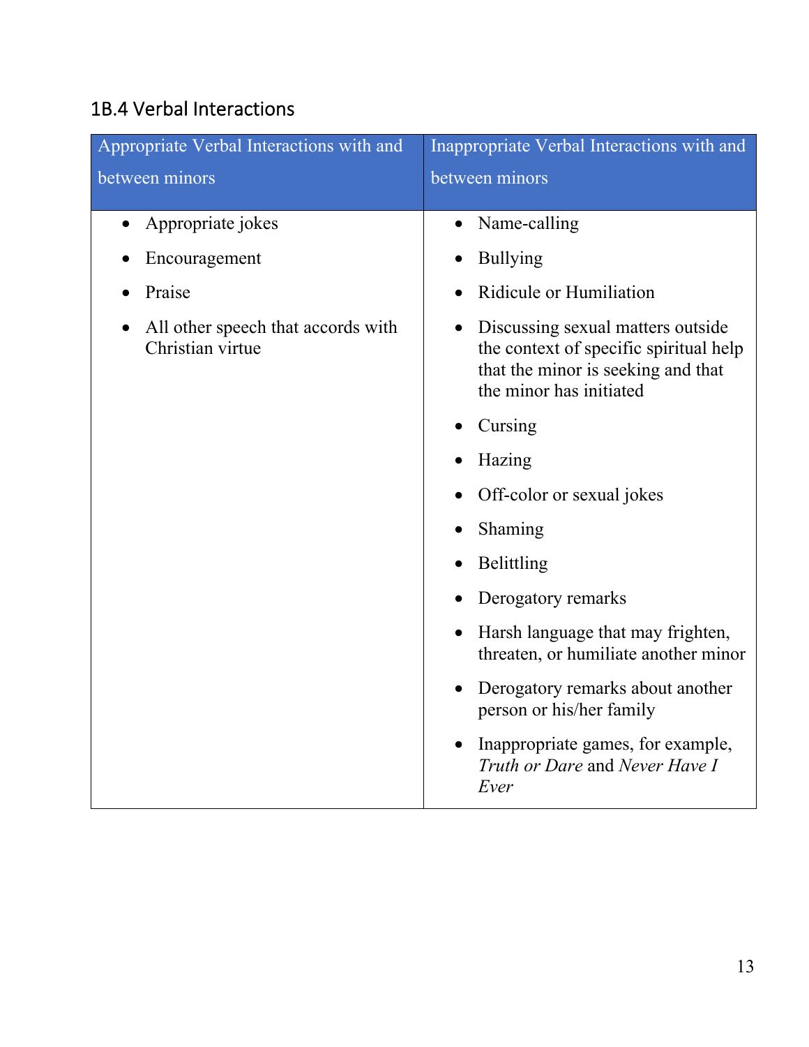## 1B.4 Verbal Interactions

| Appropriate Verbal Interactions with and between minors | Inappropriate Verbal Interactions with and between minors |
|---|---|
| • Appropriate jokes<br>• Encouragement<br>• Praise<br>• All other speech that accords with Christian virtue | • Name-calling<br>• Bullying<br>• Ridicule or Humiliation<br>• Discussing sexual matters outside the context of specific spiritual help that the minor is seeking and that the minor has initiated<br>• Cursing<br>• Hazing<br>• Off-color or sexual jokes<br>• Shaming<br>• Belittling<br>• Derogatory remarks<br>• Harsh language that may frighten, threaten, or humiliate another minor<br>• Derogatory remarks about another person or his/her family<br>• Inappropriate games, for example, *Truth or Dare* and *Never Have I Ever* |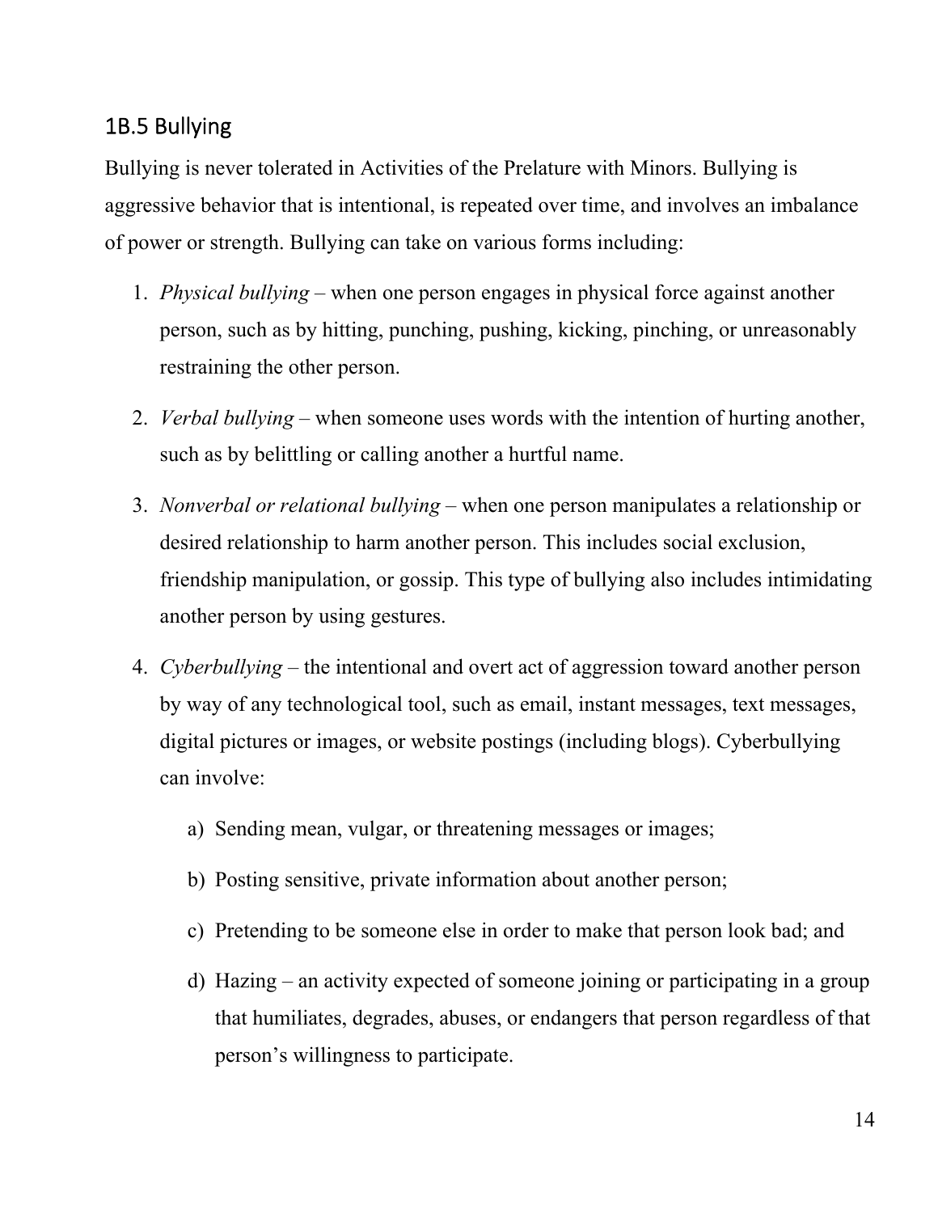## 1B.5 Bullying

Bullying is never tolerated in Activities of the Prelature with Minors. Bullying is aggressive behavior that is intentional, is repeated over time, and involves an imbalance of power or strength. Bullying can take on various forms including:

1. *Physical bullying* – when one person engages in physical force against another person, such as by hitting, punching, pushing, kicking, pinching, or unreasonably restraining the other person.

2. *Verbal bullying* – when someone uses words with the intention of hurting another, such as by belittling or calling another a hurtful name.

3. *Nonverbal or relational bullying* – when one person manipulates a relationship or desired relationship to harm another person. This includes social exclusion, friendship manipulation, or gossip. This type of bullying also includes intimidating another person by using gestures.

4. *Cyberbullying* – the intentional and overt act of aggression toward another person by way of any technological tool, such as email, instant messages, text messages, digital pictures or images, or website postings (including blogs). Cyberbullying can involve:

   a) Sending mean, vulgar, or threatening messages or images;

   b) Posting sensitive, private information about another person;

   c) Pretending to be someone else in order to make that person look bad; and

   d) Hazing – an activity expected of someone joining or participating in a group that humiliates, degrades, abuses, or endangers that person regardless of that person's willingness to participate.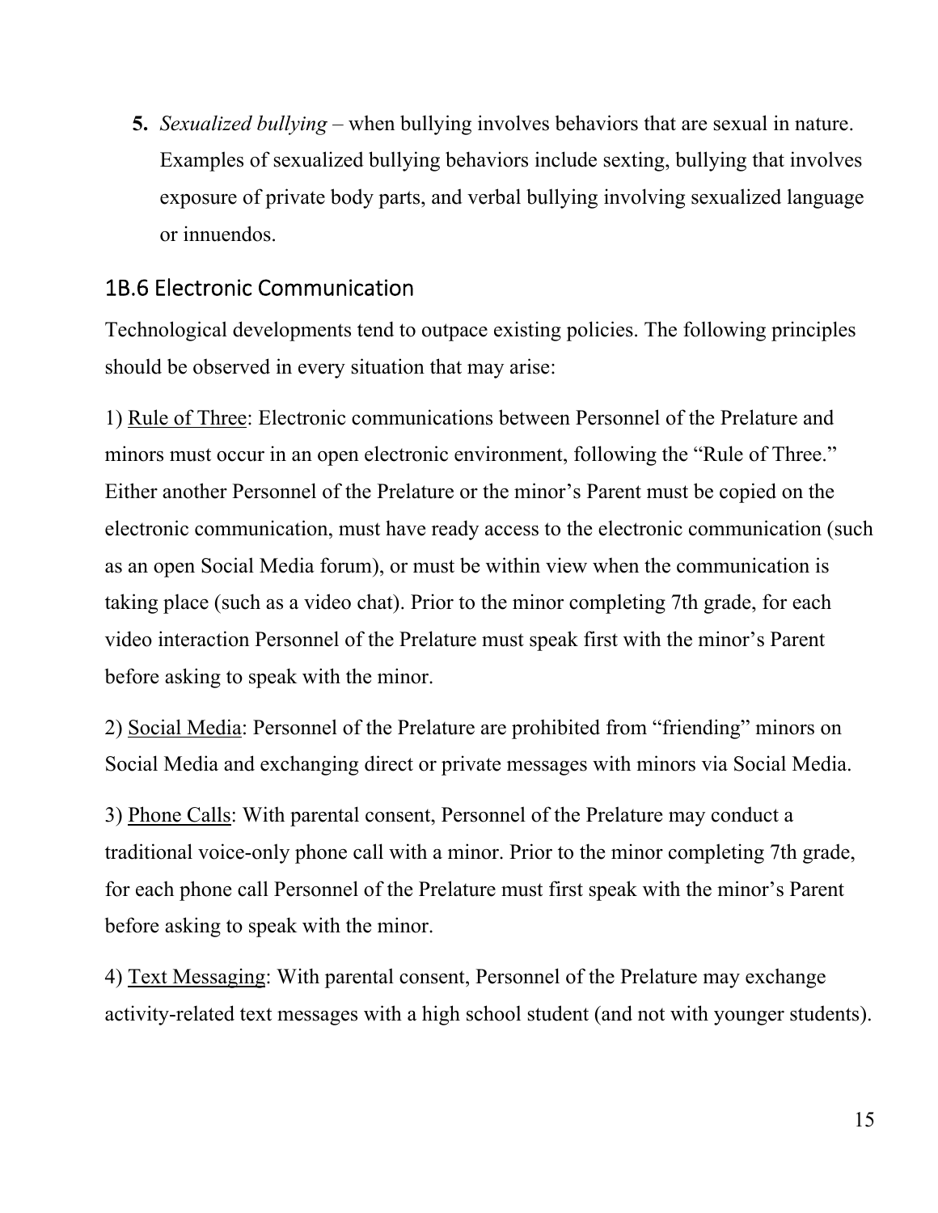5. *Sexualized bullying* – when bullying involves behaviors that are sexual in nature. Examples of sexualized bullying behaviors include sexting, bullying that involves exposure of private body parts, and verbal bullying involving sexualized language or innuendos.

## 1B.6 Electronic Communication

Technological developments tend to outpace existing policies. The following principles should be observed in every situation that may arise:

1) Rule of Three: Electronic communications between Personnel of the Prelature and minors must occur in an open electronic environment, following the "Rule of Three." Either another Personnel of the Prelature or the minor's Parent must be copied on the electronic communication, must have ready access to the electronic communication (such as an open Social Media forum), or must be within view when the communication is taking place (such as a video chat). Prior to the minor completing 7th grade, for each video interaction Personnel of the Prelature must speak first with the minor's Parent before asking to speak with the minor.

2) Social Media: Personnel of the Prelature are prohibited from "friending" minors on Social Media and exchanging direct or private messages with minors via Social Media.

3) Phone Calls: With parental consent, Personnel of the Prelature may conduct a traditional voice-only phone call with a minor. Prior to the minor completing 7th grade, for each phone call Personnel of the Prelature must first speak with the minor's Parent before asking to speak with the minor.

4) Text Messaging: With parental consent, Personnel of the Prelature may exchange activity-related text messages with a high school student (and not with younger students).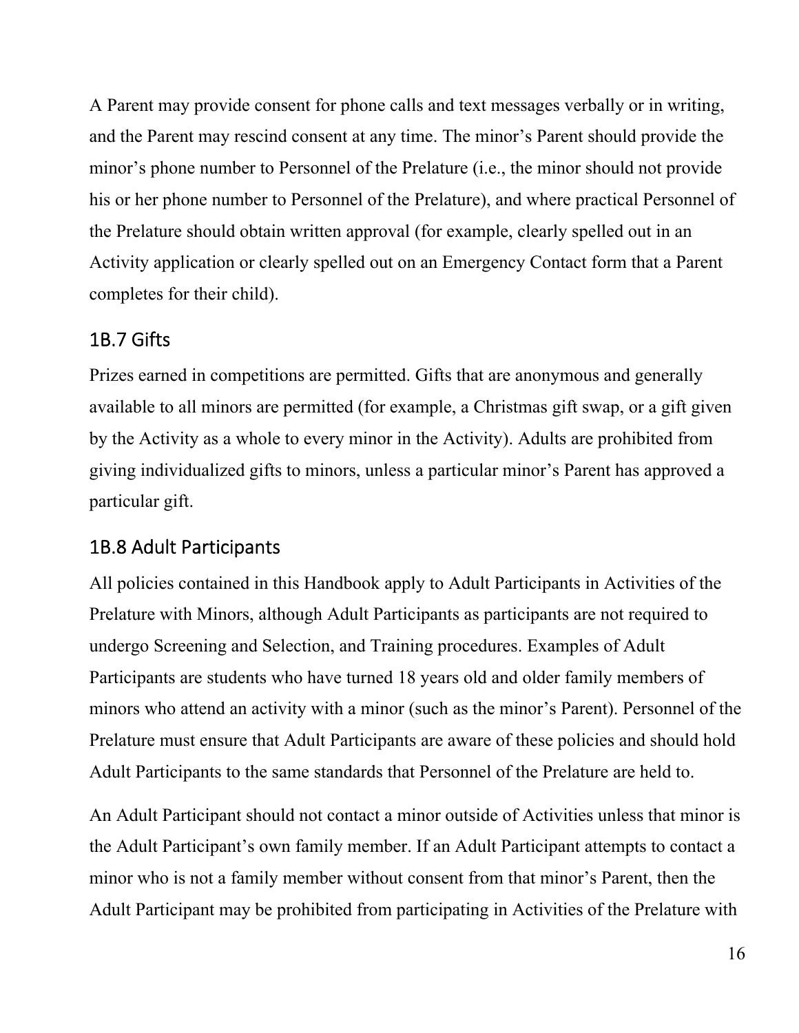A Parent may provide consent for phone calls and text messages verbally or in writing, and the Parent may rescind consent at any time. The minor's Parent should provide the minor's phone number to Personnel of the Prelature (i.e., the minor should not provide his or her phone number to Personnel of the Prelature), and where practical Personnel of the Prelature should obtain written approval (for example, clearly spelled out in an Activity application or clearly spelled out on an Emergency Contact form that a Parent completes for their child).

### 1B.7 Gifts

Prizes earned in competitions are permitted. Gifts that are anonymous and generally available to all minors are permitted (for example, a Christmas gift swap, or a gift given by the Activity as a whole to every minor in the Activity). Adults are prohibited from giving individualized gifts to minors, unless a particular minor's Parent has approved a particular gift.

### 1B.8 Adult Participants

All policies contained in this Handbook apply to Adult Participants in Activities of the Prelature with Minors, although Adult Participants as participants are not required to undergo Screening and Selection, and Training procedures. Examples of Adult Participants are students who have turned 18 years old and older family members of minors who attend an activity with a minor (such as the minor's Parent). Personnel of the Prelature must ensure that Adult Participants are aware of these policies and should hold Adult Participants to the same standards that Personnel of the Prelature are held to.

An Adult Participant should not contact a minor outside of Activities unless that minor is the Adult Participant's own family member. If an Adult Participant attempts to contact a minor who is not a family member without consent from that minor's Parent, then the Adult Participant may be prohibited from participating in Activities of the Prelature with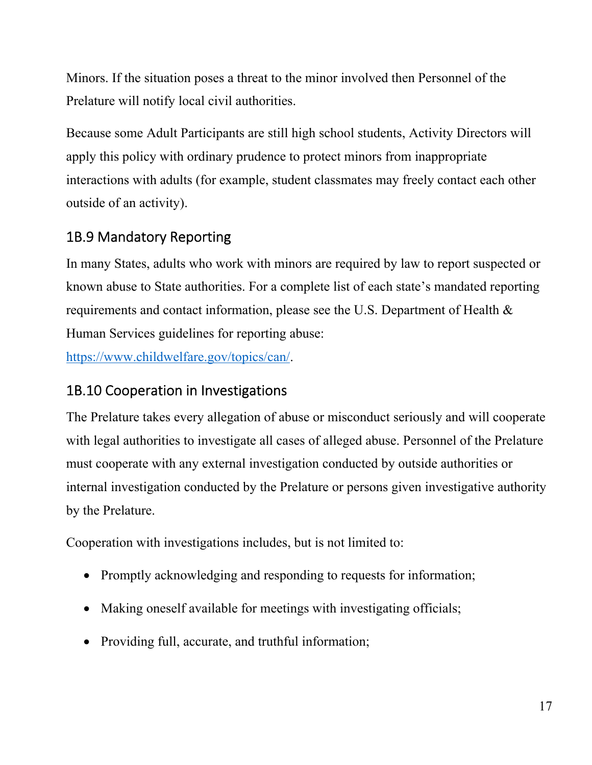Minors. If the situation poses a threat to the minor involved then Personnel of the Prelature will notify local civil authorities.

Because some Adult Participants are still high school students, Activity Directors will apply this policy with ordinary prudence to protect minors from inappropriate interactions with adults (for example, student classmates may freely contact each other outside of an activity).

### 1B.9 Mandatory Reporting

In many States, adults who work with minors are required by law to report suspected or known abuse to State authorities. For a complete list of each state's mandated reporting requirements and contact information, please see the U.S. Department of Health & Human Services guidelines for reporting abuse: https://www.childwelfare.gov/topics/can/.

### 1B.10 Cooperation in Investigations

The Prelature takes every allegation of abuse or misconduct seriously and will cooperate with legal authorities to investigate all cases of alleged abuse. Personnel of the Prelature must cooperate with any external investigation conducted by outside authorities or internal investigation conducted by the Prelature or persons given investigative authority by the Prelature.

Cooperation with investigations includes, but is not limited to:

- Promptly acknowledging and responding to requests for information;
- Making oneself available for meetings with investigating officials;
- Providing full, accurate, and truthful information;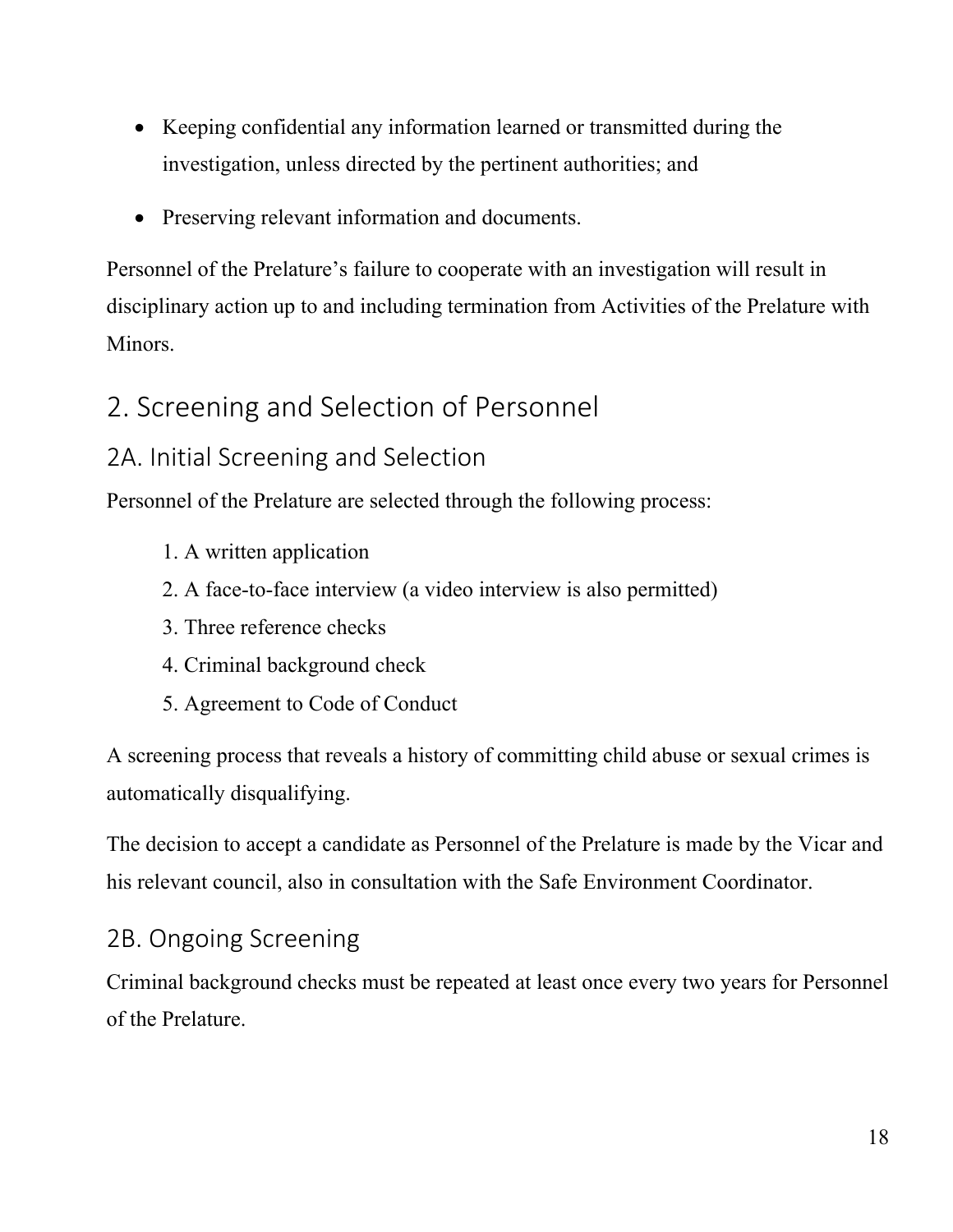- Keeping confidential any information learned or transmitted during the investigation, unless directed by the pertinent authorities; and
- Preserving relevant information and documents.

Personnel of the Prelature's failure to cooperate with an investigation will result in disciplinary action up to and including termination from Activities of the Prelature with Minors.

# 2. Screening and Selection of Personnel

## 2A. Initial Screening and Selection

Personnel of the Prelature are selected through the following process:

1. A written application
2. A face-to-face interview (a video interview is also permitted)
3. Three reference checks
4. Criminal background check
5. Agreement to Code of Conduct

A screening process that reveals a history of committing child abuse or sexual crimes is automatically disqualifying.

The decision to accept a candidate as Personnel of the Prelature is made by the Vicar and his relevant council, also in consultation with the Safe Environment Coordinator.

## 2B. Ongoing Screening

Criminal background checks must be repeated at least once every two years for Personnel of the Prelature.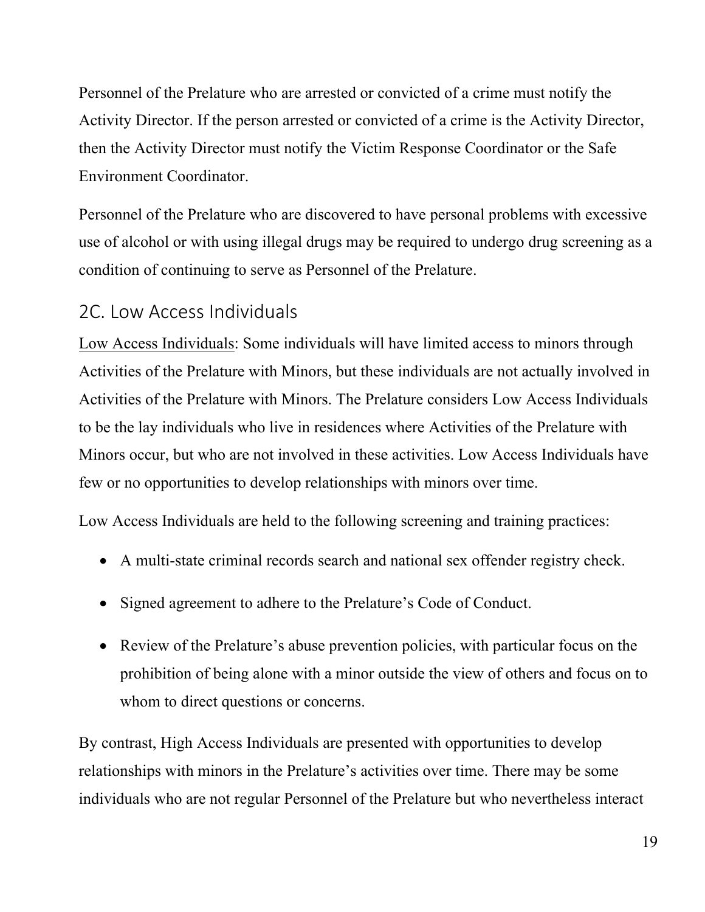Personnel of the Prelature who are arrested or convicted of a crime must notify the Activity Director. If the person arrested or convicted of a crime is the Activity Director, then the Activity Director must notify the Victim Response Coordinator or the Safe Environment Coordinator.

Personnel of the Prelature who are discovered to have personal problems with excessive use of alcohol or with using illegal drugs may be required to undergo drug screening as a condition of continuing to serve as Personnel of the Prelature.

## 2C. Low Access Individuals

<u>Low Access Individuals</u>: Some individuals will have limited access to minors through Activities of the Prelature with Minors, but these individuals are not actually involved in Activities of the Prelature with Minors. The Prelature considers Low Access Individuals to be the lay individuals who live in residences where Activities of the Prelature with Minors occur, but who are not involved in these activities. Low Access Individuals have few or no opportunities to develop relationships with minors over time.

Low Access Individuals are held to the following screening and training practices:

- A multi-state criminal records search and national sex offender registry check.
- Signed agreement to adhere to the Prelature's Code of Conduct.
- Review of the Prelature's abuse prevention policies, with particular focus on the prohibition of being alone with a minor outside the view of others and focus on to whom to direct questions or concerns.

By contrast, High Access Individuals are presented with opportunities to develop relationships with minors in the Prelature's activities over time. There may be some individuals who are not regular Personnel of the Prelature but who nevertheless interact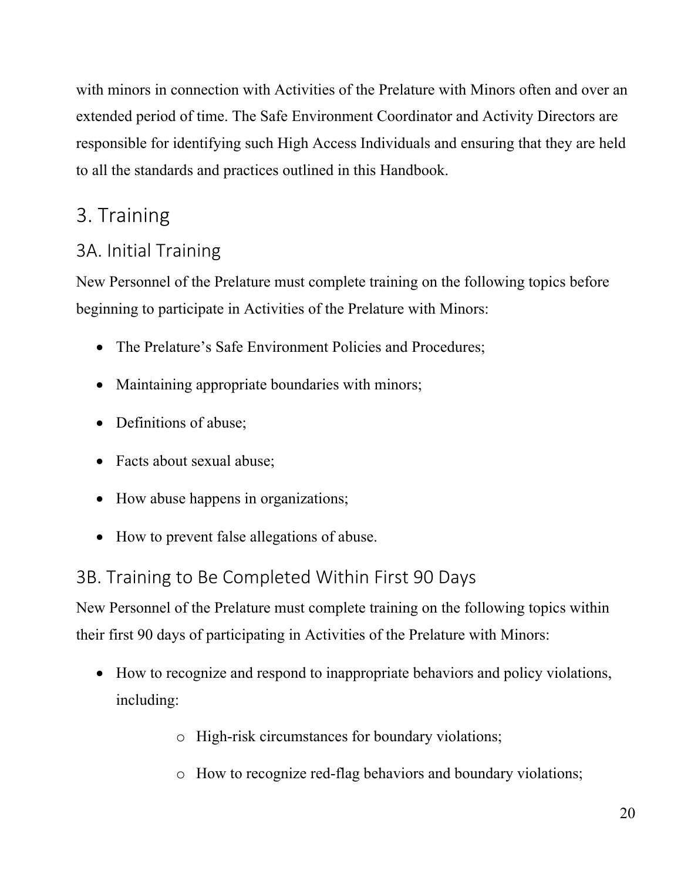with minors in connection with Activities of the Prelature with Minors often and over an extended period of time. The Safe Environment Coordinator and Activity Directors are responsible for identifying such High Access Individuals and ensuring that they are held to all the standards and practices outlined in this Handbook.

## 3. Training

### 3A. Initial Training

New Personnel of the Prelature must complete training on the following topics before beginning to participate in Activities of the Prelature with Minors:

- The Prelature's Safe Environment Policies and Procedures;
- Maintaining appropriate boundaries with minors;
- Definitions of abuse;
- Facts about sexual abuse;
- How abuse happens in organizations;
- How to prevent false allegations of abuse.

### 3B. Training to Be Completed Within First 90 Days

New Personnel of the Prelature must complete training on the following topics within their first 90 days of participating in Activities of the Prelature with Minors:

- How to recognize and respond to inappropriate behaviors and policy violations, including:
    - High-risk circumstances for boundary violations;
    - How to recognize red-flag behaviors and boundary violations;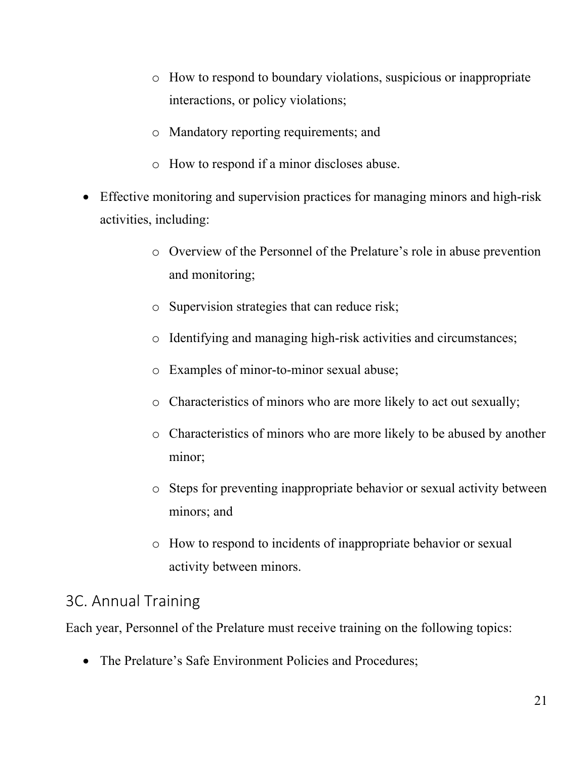- How to respond to boundary violations, suspicious or inappropriate interactions, or policy violations;
- Mandatory reporting requirements; and
- How to respond if a minor discloses abuse.

- Effective monitoring and supervision practices for managing minors and high-risk activities, including:
  - Overview of the Personnel of the Prelature's role in abuse prevention and monitoring;
  - Supervision strategies that can reduce risk;
  - Identifying and managing high-risk activities and circumstances;
  - Examples of minor-to-minor sexual abuse;
  - Characteristics of minors who are more likely to act out sexually;
  - Characteristics of minors who are more likely to be abused by another minor;
  - Steps for preventing inappropriate behavior or sexual activity between minors; and
  - How to respond to incidents of inappropriate behavior or sexual activity between minors.

## 3C. Annual Training

Each year, Personnel of the Prelature must receive training on the following topics:

- The Prelature's Safe Environment Policies and Procedures;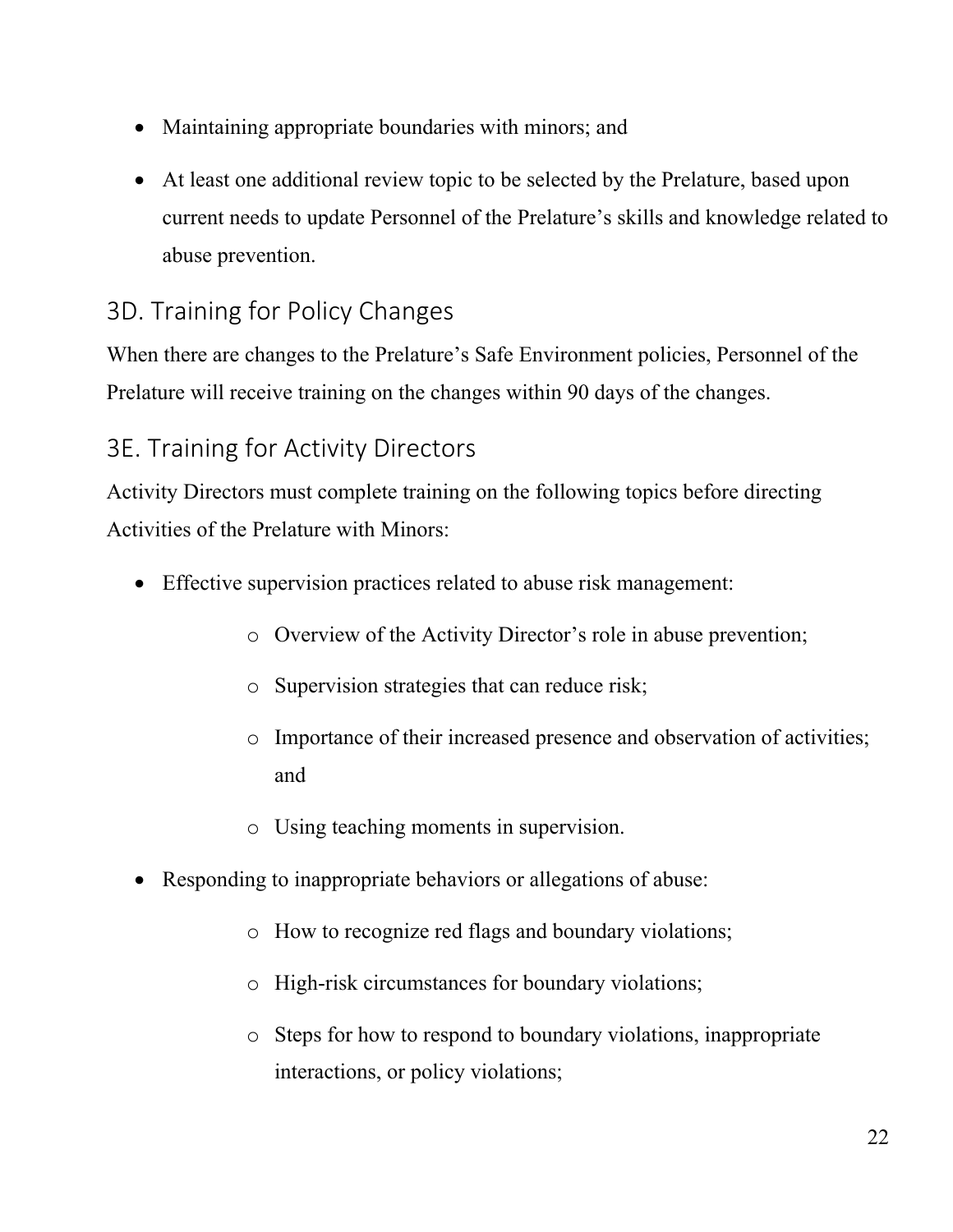- Maintaining appropriate boundaries with minors; and
- At least one additional review topic to be selected by the Prelature, based upon current needs to update Personnel of the Prelature's skills and knowledge related to abuse prevention.

## 3D. Training for Policy Changes

When there are changes to the Prelature's Safe Environment policies, Personnel of the Prelature will receive training on the changes within 90 days of the changes.

## 3E. Training for Activity Directors

Activity Directors must complete training on the following topics before directing Activities of the Prelature with Minors:

- Effective supervision practices related to abuse risk management:
    - Overview of the Activity Director's role in abuse prevention;
    - Supervision strategies that can reduce risk;
    - Importance of their increased presence and observation of activities; and
    - Using teaching moments in supervision.
- Responding to inappropriate behaviors or allegations of abuse:
    - How to recognize red flags and boundary violations;
    - High-risk circumstances for boundary violations;
    - Steps for how to respond to boundary violations, inappropriate interactions, or policy violations;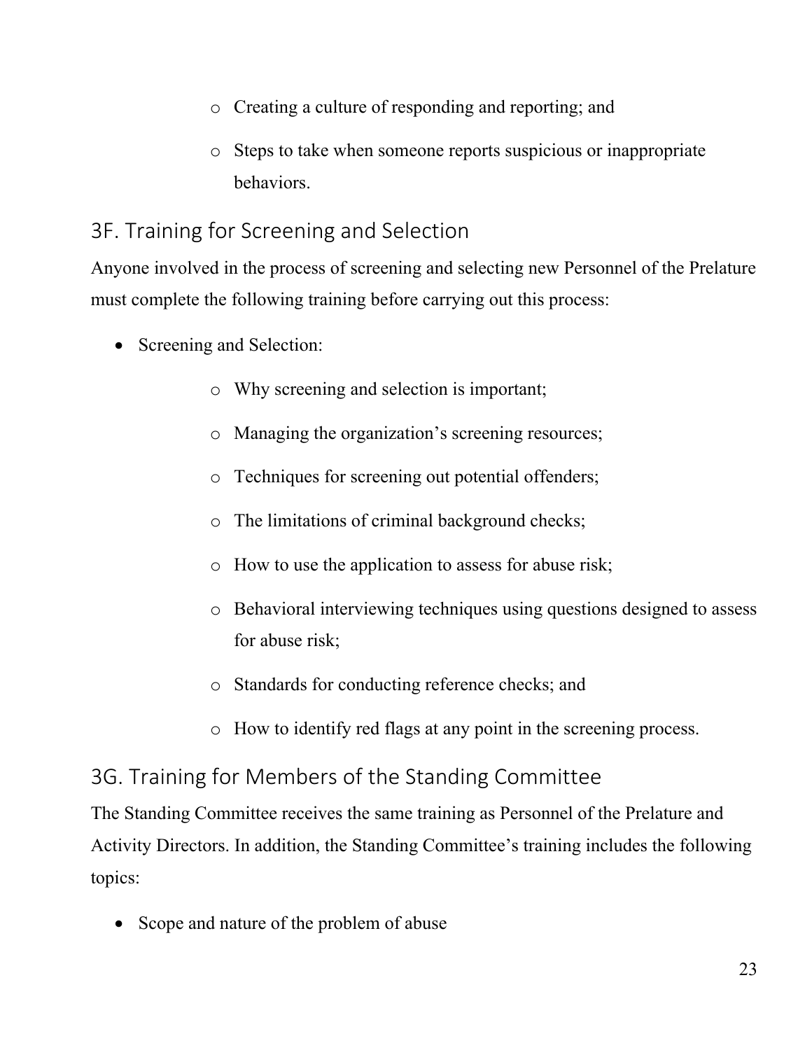- Creating a culture of responding and reporting; and
  - Steps to take when someone reports suspicious or inappropriate behaviors.

## 3F. Training for Screening and Selection

Anyone involved in the process of screening and selecting new Personnel of the Prelature must complete the following training before carrying out this process:

- Screening and Selection:
  - Why screening and selection is important;
  - Managing the organization's screening resources;
  - Techniques for screening out potential offenders;
  - The limitations of criminal background checks;
  - How to use the application to assess for abuse risk;
  - Behavioral interviewing techniques using questions designed to assess for abuse risk;
  - Standards for conducting reference checks; and
  - How to identify red flags at any point in the screening process.

## 3G. Training for Members of the Standing Committee

The Standing Committee receives the same training as Personnel of the Prelature and Activity Directors. In addition, the Standing Committee's training includes the following topics:

- Scope and nature of the problem of abuse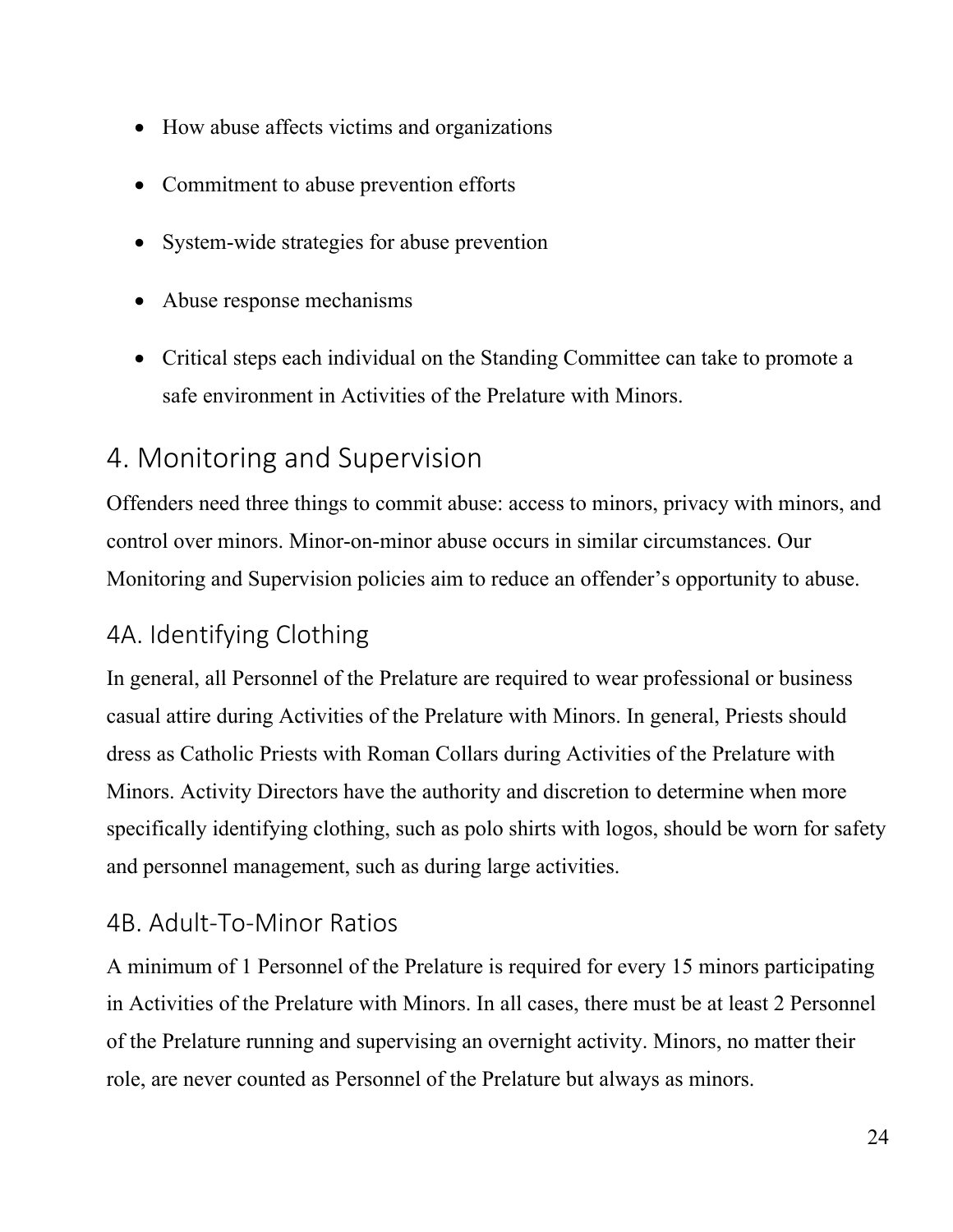- How abuse affects victims and organizations
- Commitment to abuse prevention efforts
- System-wide strategies for abuse prevention
- Abuse response mechanisms
- Critical steps each individual on the Standing Committee can take to promote a safe environment in Activities of the Prelature with Minors.

## 4. Monitoring and Supervision

Offenders need three things to commit abuse: access to minors, privacy with minors, and control over minors. Minor-on-minor abuse occurs in similar circumstances. Our Monitoring and Supervision policies aim to reduce an offender's opportunity to abuse.

### 4A. Identifying Clothing

In general, all Personnel of the Prelature are required to wear professional or business casual attire during Activities of the Prelature with Minors. In general, Priests should dress as Catholic Priests with Roman Collars during Activities of the Prelature with Minors. Activity Directors have the authority and discretion to determine when more specifically identifying clothing, such as polo shirts with logos, should be worn for safety and personnel management, such as during large activities.

### 4B. Adult-To-Minor Ratios

A minimum of 1 Personnel of the Prelature is required for every 15 minors participating in Activities of the Prelature with Minors. In all cases, there must be at least 2 Personnel of the Prelature running and supervising an overnight activity. Minors, no matter their role, are never counted as Personnel of the Prelature but always as minors.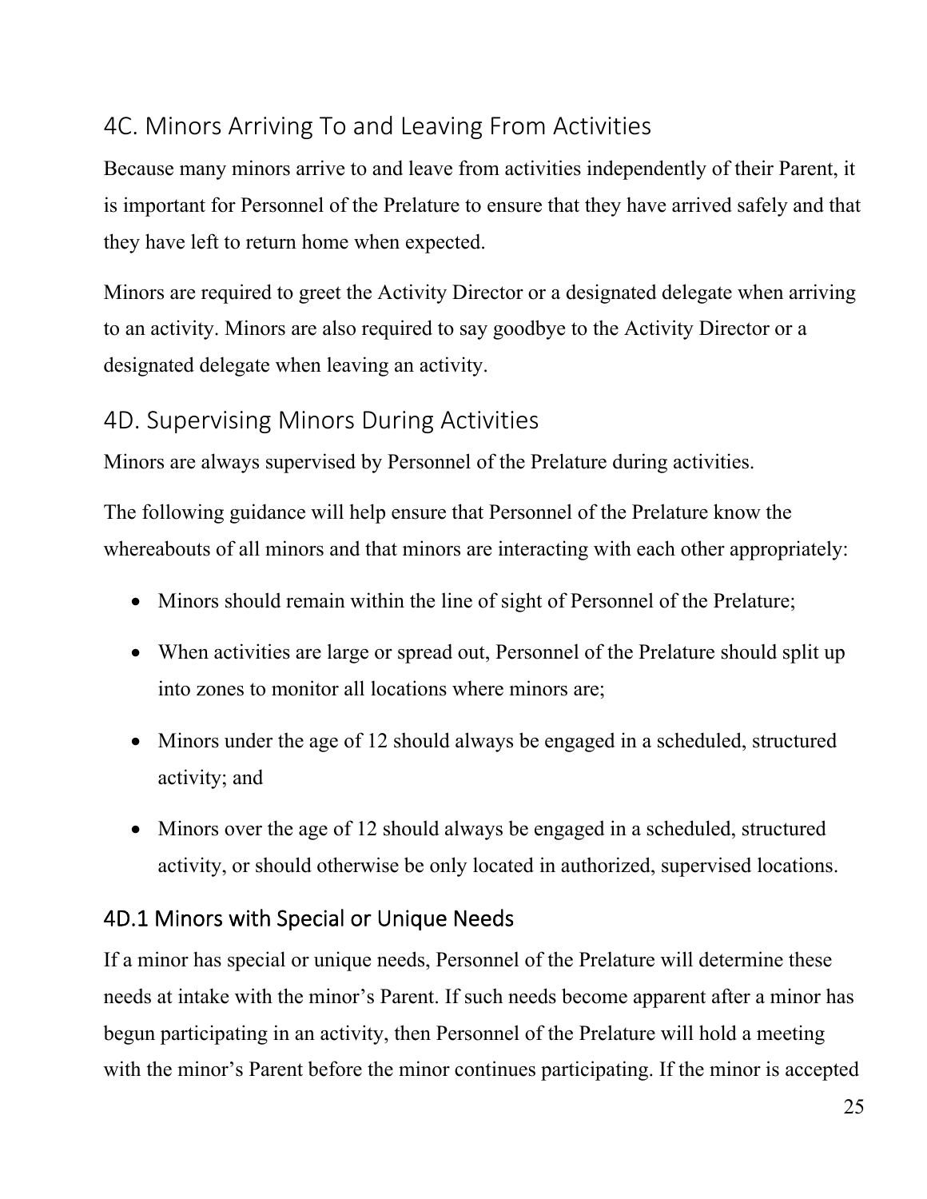## 4C. Minors Arriving To and Leaving From Activities

Because many minors arrive to and leave from activities independently of their Parent, it is important for Personnel of the Prelature to ensure that they have arrived safely and that they have left to return home when expected.

Minors are required to greet the Activity Director or a designated delegate when arriving to an activity. Minors are also required to say goodbye to the Activity Director or a designated delegate when leaving an activity.

## 4D. Supervising Minors During Activities

Minors are always supervised by Personnel of the Prelature during activities.

The following guidance will help ensure that Personnel of the Prelature know the whereabouts of all minors and that minors are interacting with each other appropriately:

- Minors should remain within the line of sight of Personnel of the Prelature;
- When activities are large or spread out, Personnel of the Prelature should split up into zones to monitor all locations where minors are;
- Minors under the age of 12 should always be engaged in a scheduled, structured activity; and
- Minors over the age of 12 should always be engaged in a scheduled, structured activity, or should otherwise be only located in authorized, supervised locations.

### 4D.1 Minors with Special or Unique Needs

If a minor has special or unique needs, Personnel of the Prelature will determine these needs at intake with the minor's Parent. If such needs become apparent after a minor has begun participating in an activity, then Personnel of the Prelature will hold a meeting with the minor's Parent before the minor continues participating. If the minor is accepted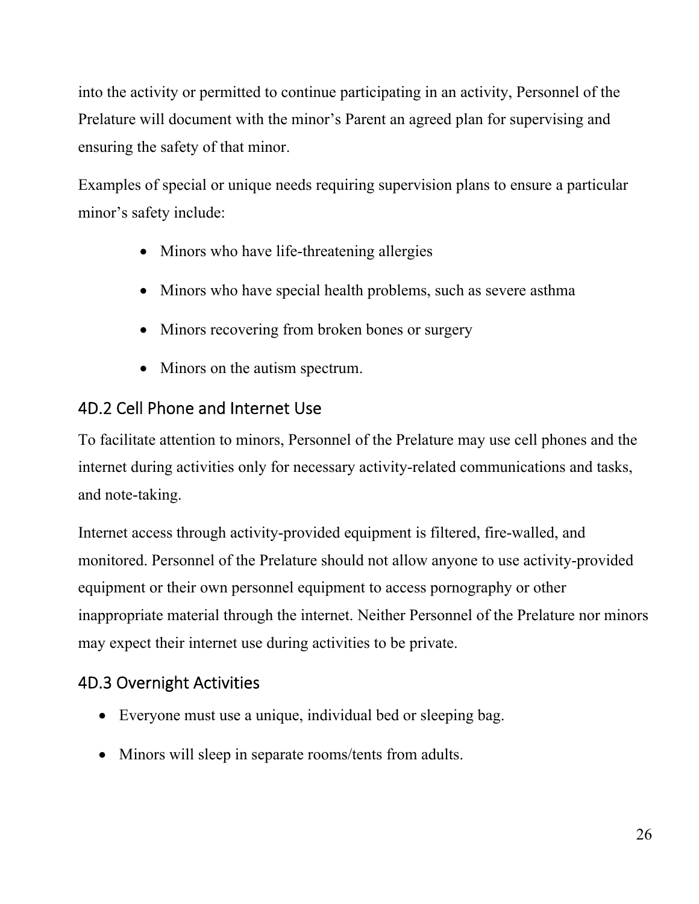into the activity or permitted to continue participating in an activity, Personnel of the Prelature will document with the minor's Parent an agreed plan for supervising and ensuring the safety of that minor.

Examples of special or unique needs requiring supervision plans to ensure a particular minor's safety include:

- Minors who have life-threatening allergies
- Minors who have special health problems, such as severe asthma
- Minors recovering from broken bones or surgery
- Minors on the autism spectrum.

### 4D.2 Cell Phone and Internet Use

To facilitate attention to minors, Personnel of the Prelature may use cell phones and the internet during activities only for necessary activity-related communications and tasks, and note-taking.

Internet access through activity-provided equipment is filtered, fire-walled, and monitored. Personnel of the Prelature should not allow anyone to use activity-provided equipment or their own personnel equipment to access pornography or other inappropriate material through the internet. Neither Personnel of the Prelature nor minors may expect their internet use during activities to be private.

### 4D.3 Overnight Activities

- Everyone must use a unique, individual bed or sleeping bag.
- Minors will sleep in separate rooms/tents from adults.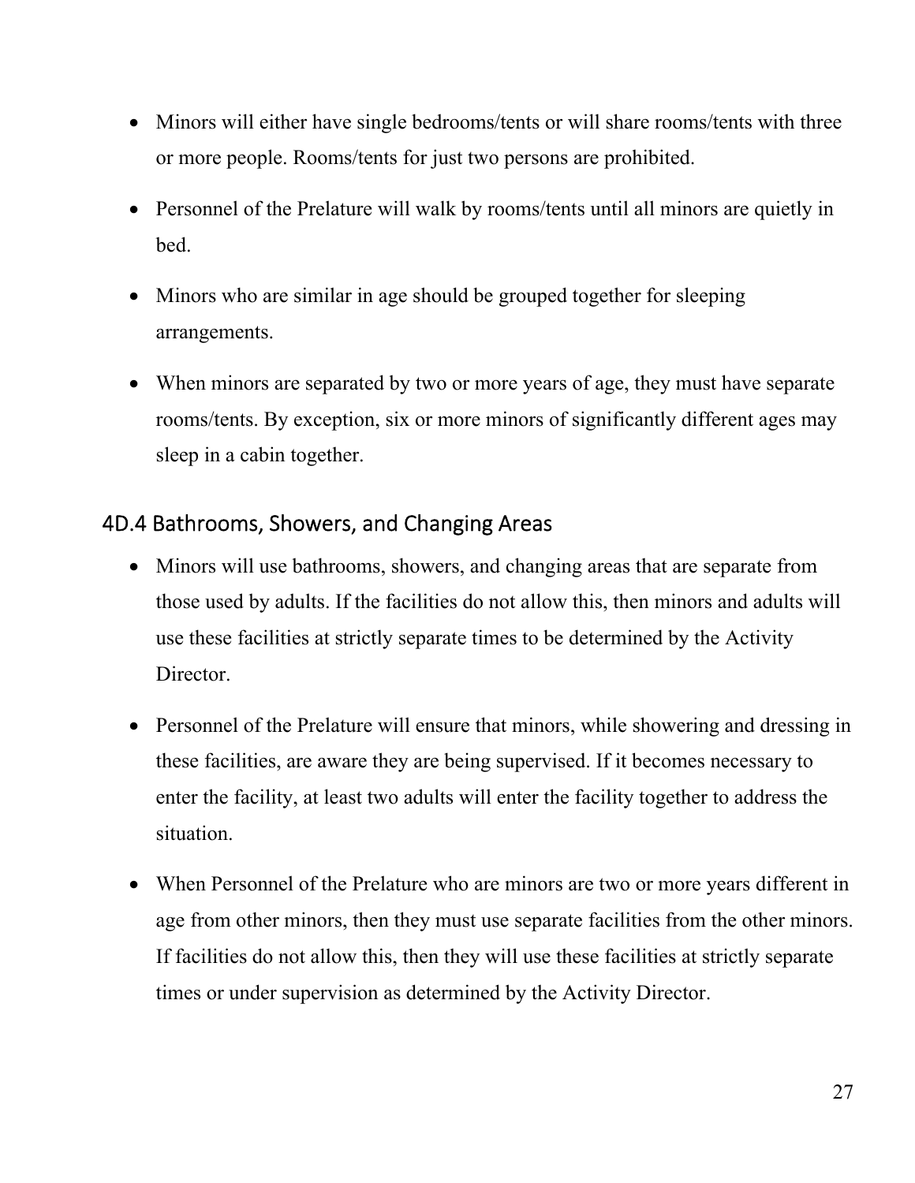- Minors will either have single bedrooms/tents or will share rooms/tents with three or more people. Rooms/tents for just two persons are prohibited.
- Personnel of the Prelature will walk by rooms/tents until all minors are quietly in bed.
- Minors who are similar in age should be grouped together for sleeping arrangements.
- When minors are separated by two or more years of age, they must have separate rooms/tents. By exception, six or more minors of significantly different ages may sleep in a cabin together.

### 4D.4 Bathrooms, Showers, and Changing Areas

- Minors will use bathrooms, showers, and changing areas that are separate from those used by adults. If the facilities do not allow this, then minors and adults will use these facilities at strictly separate times to be determined by the Activity Director.
- Personnel of the Prelature will ensure that minors, while showering and dressing in these facilities, are aware they are being supervised. If it becomes necessary to enter the facility, at least two adults will enter the facility together to address the situation.
- When Personnel of the Prelature who are minors are two or more years different in age from other minors, then they must use separate facilities from the other minors. If facilities do not allow this, then they will use these facilities at strictly separate times or under supervision as determined by the Activity Director.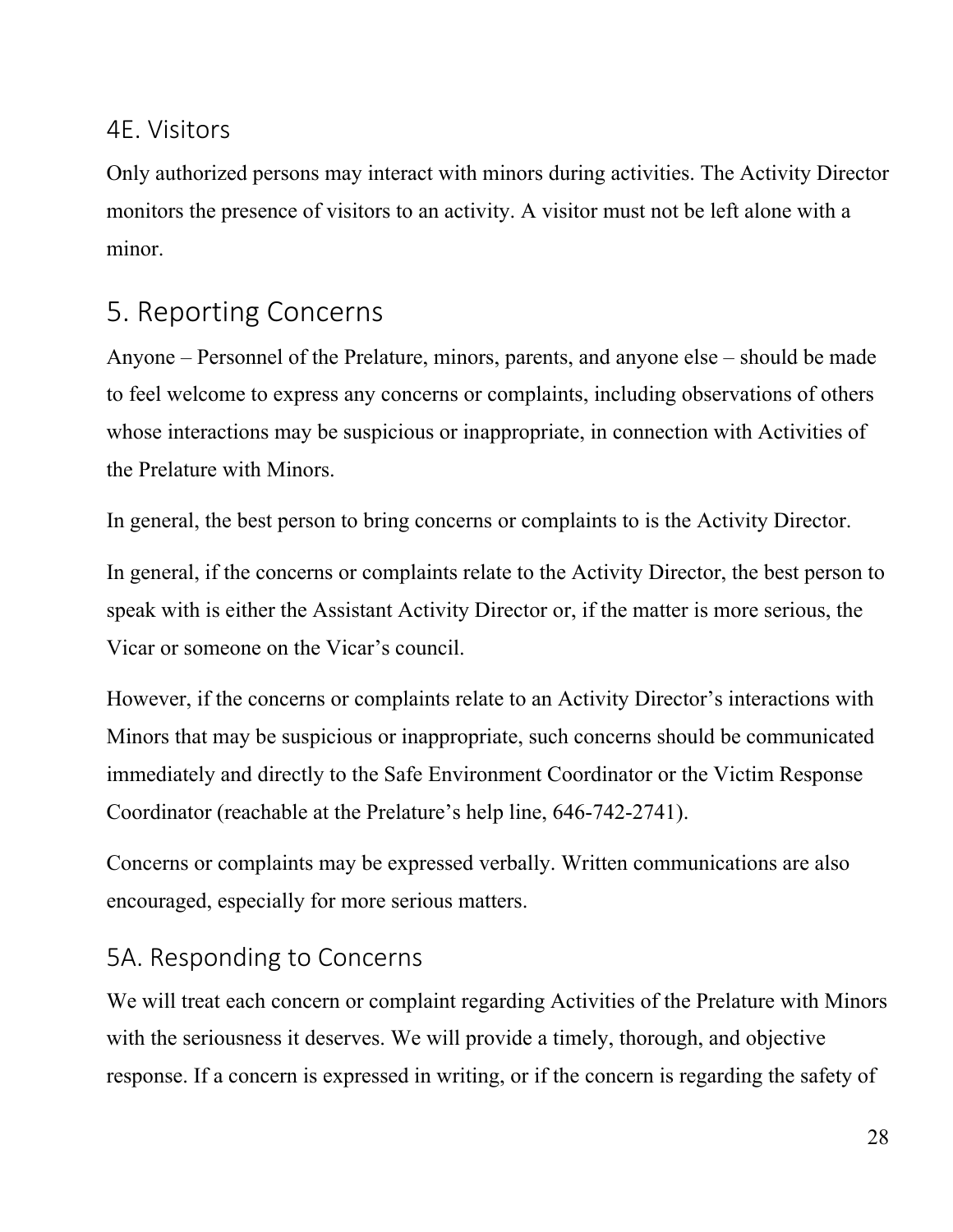### 4E. Visitors

Only authorized persons may interact with minors during activities. The Activity Director monitors the presence of visitors to an activity. A visitor must not be left alone with a minor.

## 5. Reporting Concerns

Anyone – Personnel of the Prelature, minors, parents, and anyone else – should be made to feel welcome to express any concerns or complaints, including observations of others whose interactions may be suspicious or inappropriate, in connection with Activities of the Prelature with Minors.

In general, the best person to bring concerns or complaints to is the Activity Director.

In general, if the concerns or complaints relate to the Activity Director, the best person to speak with is either the Assistant Activity Director or, if the matter is more serious, the Vicar or someone on the Vicar's council.

However, if the concerns or complaints relate to an Activity Director's interactions with Minors that may be suspicious or inappropriate, such concerns should be communicated immediately and directly to the Safe Environment Coordinator or the Victim Response Coordinator (reachable at the Prelature's help line, 646-742-2741).

Concerns or complaints may be expressed verbally. Written communications are also encouraged, especially for more serious matters.

### 5A. Responding to Concerns

We will treat each concern or complaint regarding Activities of the Prelature with Minors with the seriousness it deserves. We will provide a timely, thorough, and objective response. If a concern is expressed in writing, or if the concern is regarding the safety of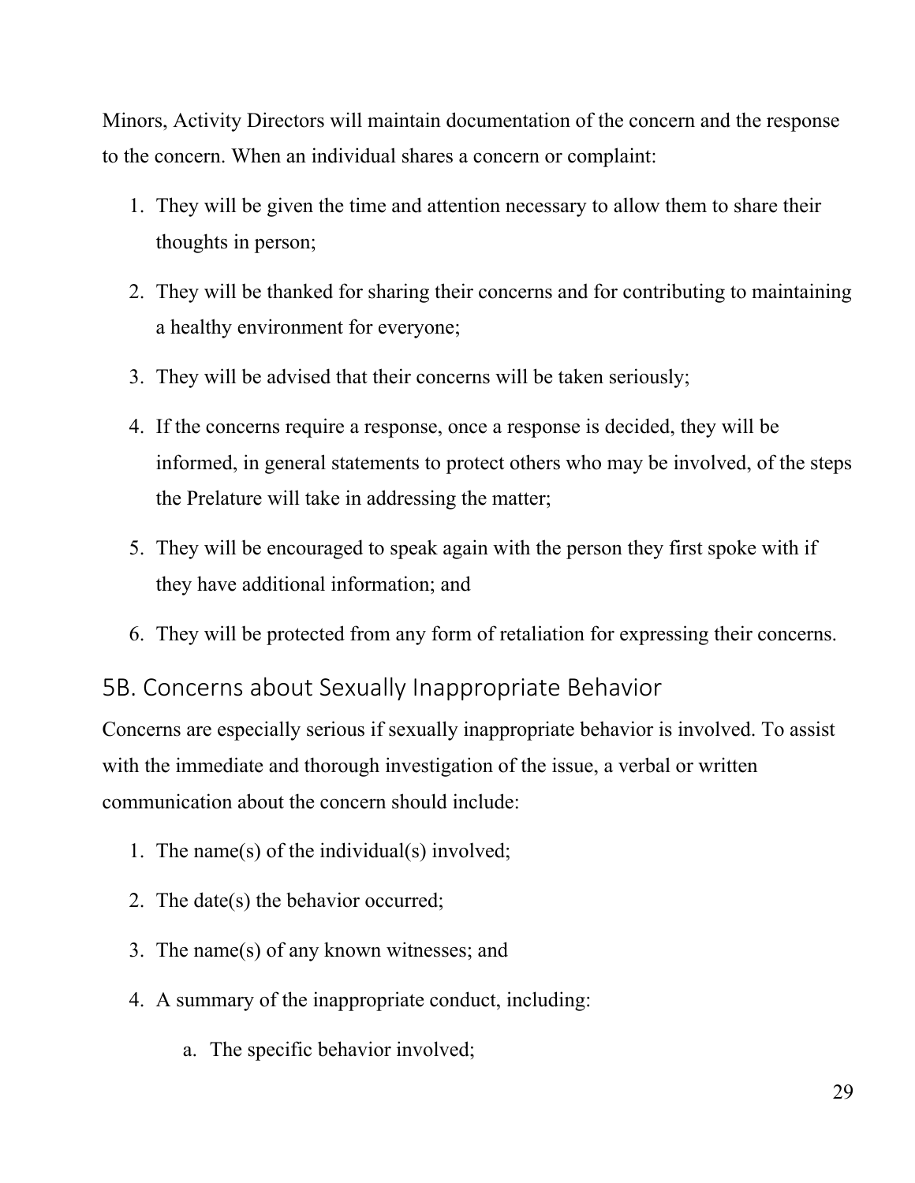Minors, Activity Directors will maintain documentation of the concern and the response to the concern. When an individual shares a concern or complaint:

1. They will be given the time and attention necessary to allow them to share their thoughts in person;
2. They will be thanked for sharing their concerns and for contributing to maintaining a healthy environment for everyone;
3. They will be advised that their concerns will be taken seriously;
4. If the concerns require a response, once a response is decided, they will be informed, in general statements to protect others who may be involved, of the steps the Prelature will take in addressing the matter;
5. They will be encouraged to speak again with the person they first spoke with if they have additional information; and
6. They will be protected from any form of retaliation for expressing their concerns.

## 5B. Concerns about Sexually Inappropriate Behavior

Concerns are especially serious if sexually inappropriate behavior is involved. To assist with the immediate and thorough investigation of the issue, a verbal or written communication about the concern should include:

1. The name(s) of the individual(s) involved;
2. The date(s) the behavior occurred;
3. The name(s) of any known witnesses; and
4. A summary of the inappropriate conduct, including:
   a. The specific behavior involved;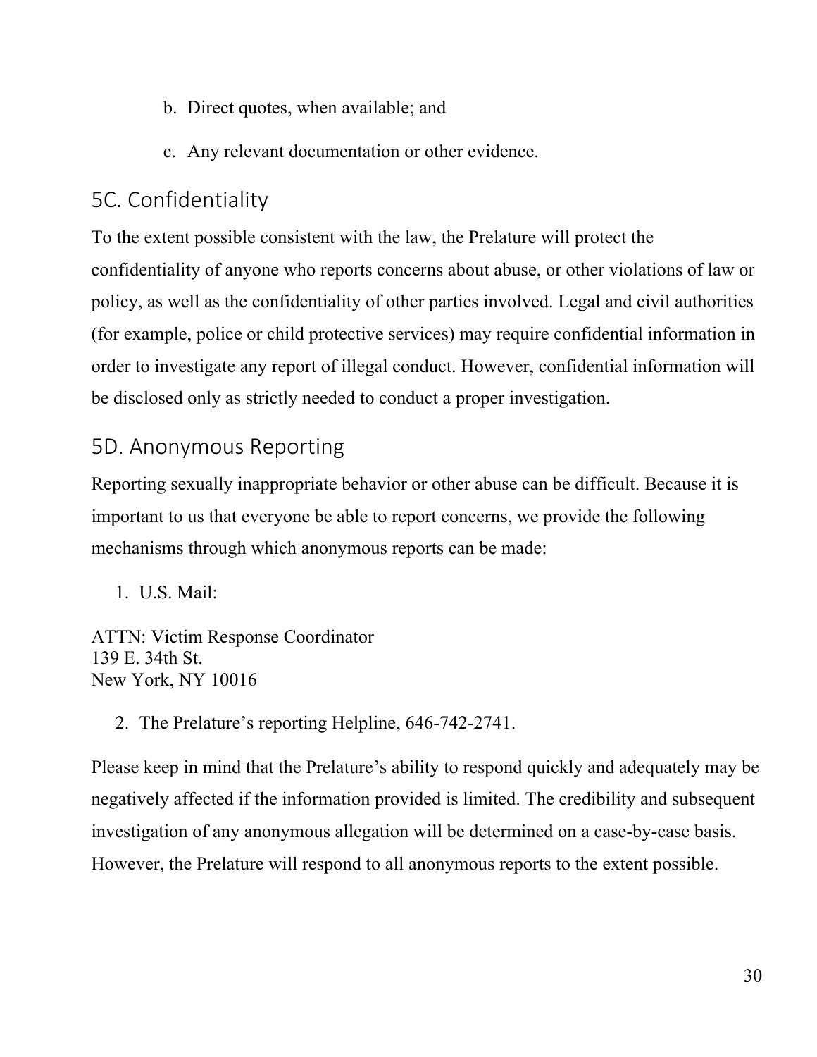b. Direct quotes, when available; and
c. Any relevant documentation or other evidence.

## 5C. Confidentiality

To the extent possible consistent with the law, the Prelature will protect the confidentiality of anyone who reports concerns about abuse, or other violations of law or policy, as well as the confidentiality of other parties involved. Legal and civil authorities (for example, police or child protective services) may require confidential information in order to investigate any report of illegal conduct. However, confidential information will be disclosed only as strictly needed to conduct a proper investigation.

## 5D. Anonymous Reporting

Reporting sexually inappropriate behavior or other abuse can be difficult. Because it is important to us that everyone be able to report concerns, we provide the following mechanisms through which anonymous reports can be made:

1. U.S. Mail:

ATTN: Victim Response Coordinator
139 E. 34th St.
New York, NY 10016

2. The Prelature's reporting Helpline, 646-742-2741.

Please keep in mind that the Prelature's ability to respond quickly and adequately may be negatively affected if the information provided is limited. The credibility and subsequent investigation of any anonymous allegation will be determined on a case-by-case basis. However, the Prelature will respond to all anonymous reports to the extent possible.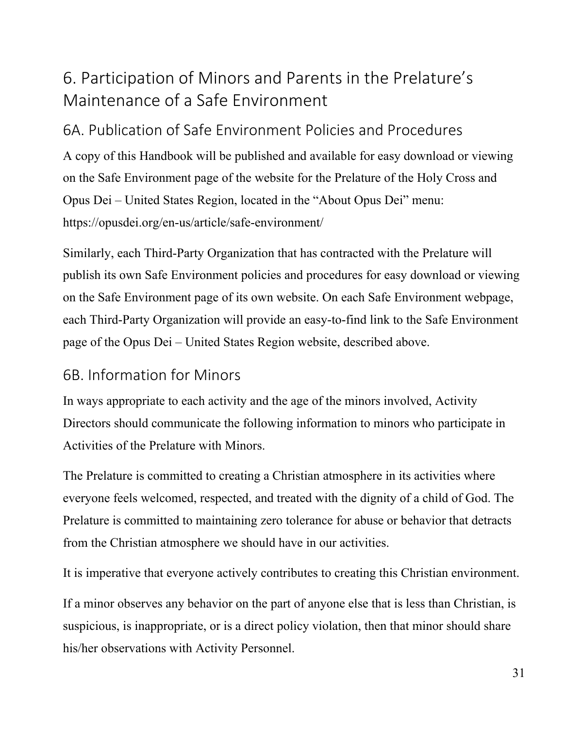## 6. Participation of Minors and Parents in the Prelature's Maintenance of a Safe Environment

### 6A. Publication of Safe Environment Policies and Procedures

A copy of this Handbook will be published and available for easy download or viewing on the Safe Environment page of the website for the Prelature of the Holy Cross and Opus Dei – United States Region, located in the "About Opus Dei" menu: https://opusdei.org/en-us/article/safe-environment/

Similarly, each Third-Party Organization that has contracted with the Prelature will publish its own Safe Environment policies and procedures for easy download or viewing on the Safe Environment page of its own website. On each Safe Environment webpage, each Third-Party Organization will provide an easy-to-find link to the Safe Environment page of the Opus Dei – United States Region website, described above.

### 6B. Information for Minors

In ways appropriate to each activity and the age of the minors involved, Activity Directors should communicate the following information to minors who participate in Activities of the Prelature with Minors.

The Prelature is committed to creating a Christian atmosphere in its activities where everyone feels welcomed, respected, and treated with the dignity of a child of God. The Prelature is committed to maintaining zero tolerance for abuse or behavior that detracts from the Christian atmosphere we should have in our activities.

It is imperative that everyone actively contributes to creating this Christian environment.

If a minor observes any behavior on the part of anyone else that is less than Christian, is suspicious, is inappropriate, or is a direct policy violation, then that minor should share his/her observations with Activity Personnel.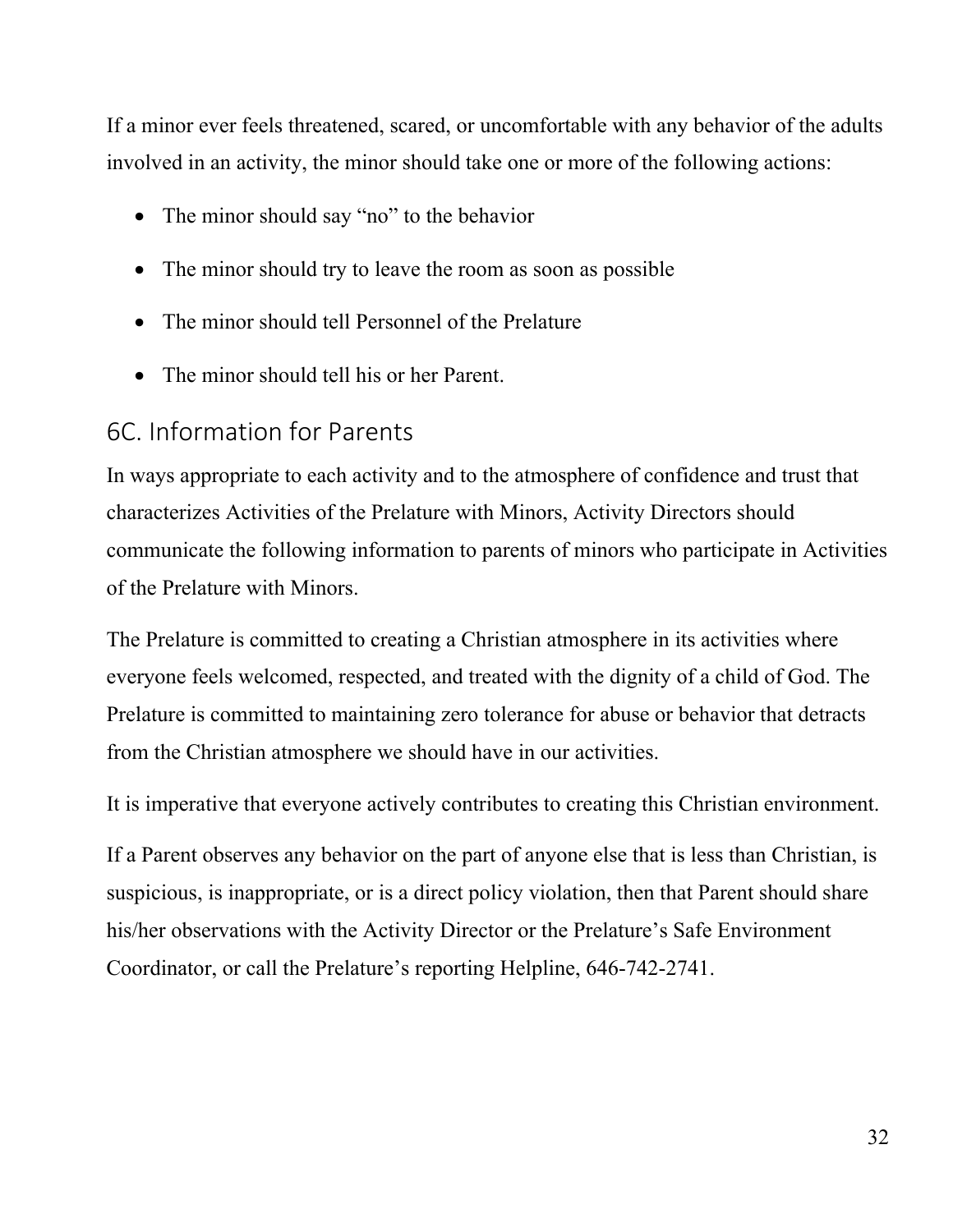If a minor ever feels threatened, scared, or uncomfortable with any behavior of the adults involved in an activity, the minor should take one or more of the following actions:

- The minor should say "no" to the behavior
- The minor should try to leave the room as soon as possible
- The minor should tell Personnel of the Prelature
- The minor should tell his or her Parent.

## 6C. Information for Parents

In ways appropriate to each activity and to the atmosphere of confidence and trust that characterizes Activities of the Prelature with Minors, Activity Directors should communicate the following information to parents of minors who participate in Activities of the Prelature with Minors.

The Prelature is committed to creating a Christian atmosphere in its activities where everyone feels welcomed, respected, and treated with the dignity of a child of God. The Prelature is committed to maintaining zero tolerance for abuse or behavior that detracts from the Christian atmosphere we should have in our activities.

It is imperative that everyone actively contributes to creating this Christian environment.

If a Parent observes any behavior on the part of anyone else that is less than Christian, is suspicious, is inappropriate, or is a direct policy violation, then that Parent should share his/her observations with the Activity Director or the Prelature's Safe Environment Coordinator, or call the Prelature's reporting Helpline, 646-742-2741.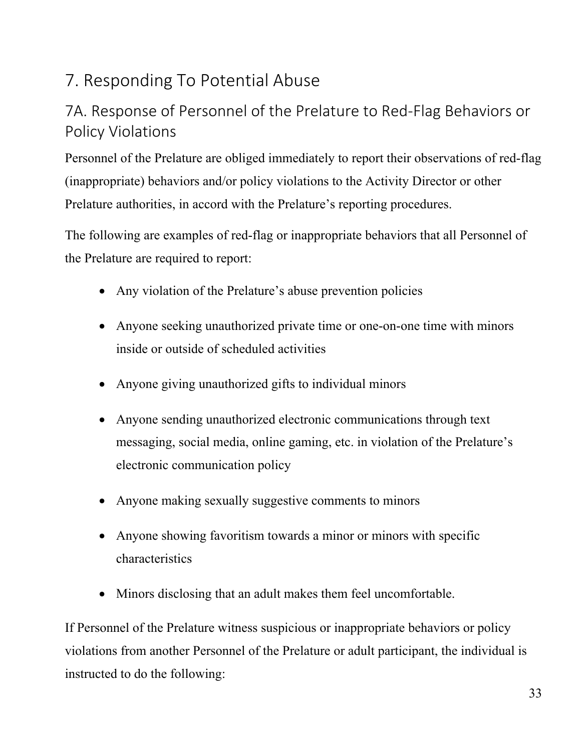# 7. Responding To Potential Abuse

## 7A. Response of Personnel of the Prelature to Red-Flag Behaviors or Policy Violations

Personnel of the Prelature are obliged immediately to report their observations of red-flag (inappropriate) behaviors and/or policy violations to the Activity Director or other Prelature authorities, in accord with the Prelature's reporting procedures.

The following are examples of red-flag or inappropriate behaviors that all Personnel of the Prelature are required to report:

- Any violation of the Prelature's abuse prevention policies
- Anyone seeking unauthorized private time or one-on-one time with minors inside or outside of scheduled activities
- Anyone giving unauthorized gifts to individual minors
- Anyone sending unauthorized electronic communications through text messaging, social media, online gaming, etc. in violation of the Prelature's electronic communication policy
- Anyone making sexually suggestive comments to minors
- Anyone showing favoritism towards a minor or minors with specific characteristics
- Minors disclosing that an adult makes them feel uncomfortable.

If Personnel of the Prelature witness suspicious or inappropriate behaviors or policy violations from another Personnel of the Prelature or adult participant, the individual is instructed to do the following: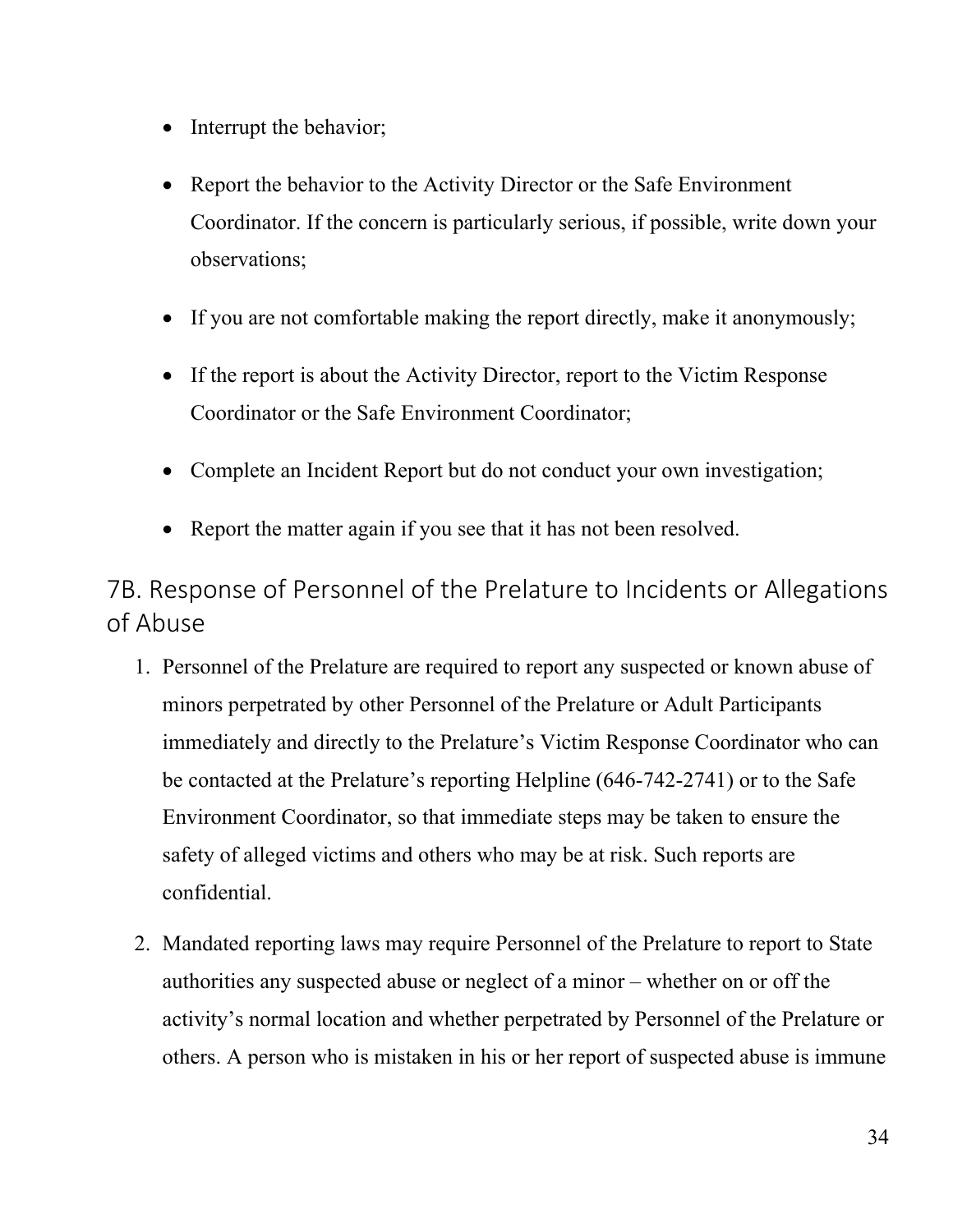- Interrupt the behavior;
- Report the behavior to the Activity Director or the Safe Environment Coordinator. If the concern is particularly serious, if possible, write down your observations;
- If you are not comfortable making the report directly, make it anonymously;
- If the report is about the Activity Director, report to the Victim Response Coordinator or the Safe Environment Coordinator;
- Complete an Incident Report but do not conduct your own investigation;
- Report the matter again if you see that it has not been resolved.

## 7B. Response of Personnel of the Prelature to Incidents or Allegations of Abuse

1. Personnel of the Prelature are required to report any suspected or known abuse of minors perpetrated by other Personnel of the Prelature or Adult Participants immediately and directly to the Prelature's Victim Response Coordinator who can be contacted at the Prelature's reporting Helpline (646-742-2741) or to the Safe Environment Coordinator, so that immediate steps may be taken to ensure the safety of alleged victims and others who may be at risk. Such reports are confidential.
2. Mandated reporting laws may require Personnel of the Prelature to report to State authorities any suspected abuse or neglect of a minor – whether on or off the activity's normal location and whether perpetrated by Personnel of the Prelature or others. A person who is mistaken in his or her report of suspected abuse is immune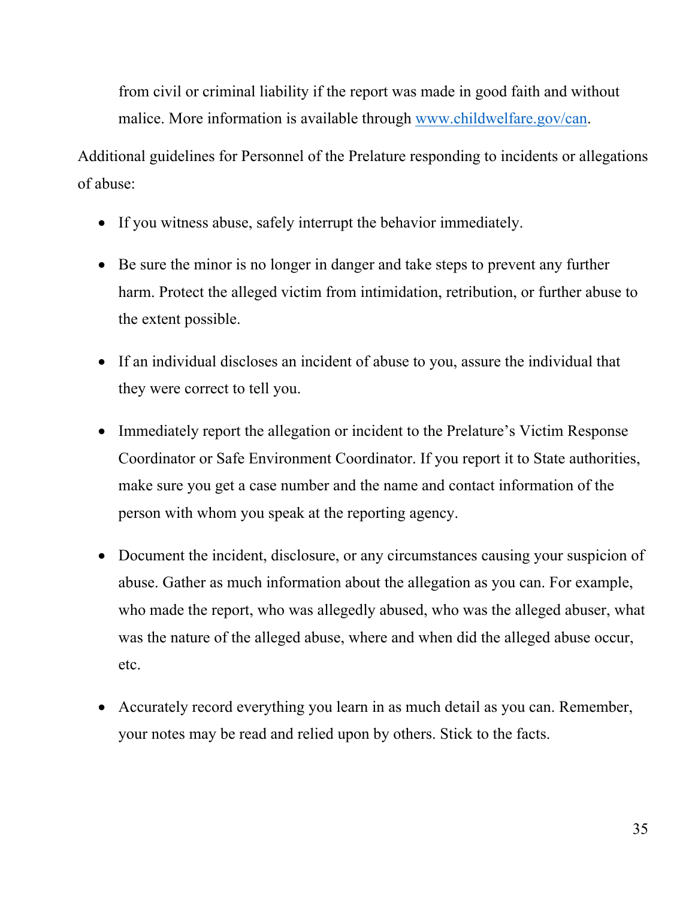from civil or criminal liability if the report was made in good faith and without malice. More information is available through [www.childwelfare.gov/can](http://www.childwelfare.gov/can).

Additional guidelines for Personnel of the Prelature responding to incidents or allegations of abuse:

- If you witness abuse, safely interrupt the behavior immediately.
- Be sure the minor is no longer in danger and take steps to prevent any further harm. Protect the alleged victim from intimidation, retribution, or further abuse to the extent possible.
- If an individual discloses an incident of abuse to you, assure the individual that they were correct to tell you.
- Immediately report the allegation or incident to the Prelature's Victim Response Coordinator or Safe Environment Coordinator. If you report it to State authorities, make sure you get a case number and the name and contact information of the person with whom you speak at the reporting agency.
- Document the incident, disclosure, or any circumstances causing your suspicion of abuse. Gather as much information about the allegation as you can. For example, who made the report, who was allegedly abused, who was the alleged abuser, what was the nature of the alleged abuse, where and when did the alleged abuse occur, etc.
- Accurately record everything you learn in as much detail as you can. Remember, your notes may be read and relied upon by others. Stick to the facts.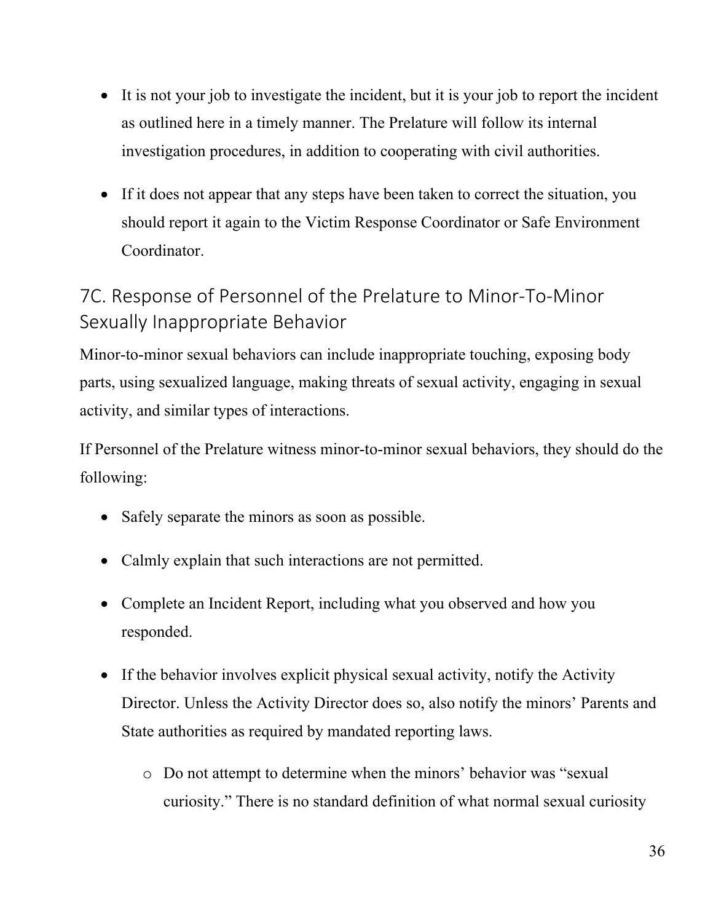- It is not your job to investigate the incident, but it is your job to report the incident as outlined here in a timely manner. The Prelature will follow its internal investigation procedures, in addition to cooperating with civil authorities.
- If it does not appear that any steps have been taken to correct the situation, you should report it again to the Victim Response Coordinator or Safe Environment Coordinator.

## 7C. Response of Personnel of the Prelature to Minor-To-Minor Sexually Inappropriate Behavior

Minor-to-minor sexual behaviors can include inappropriate touching, exposing body parts, using sexualized language, making threats of sexual activity, engaging in sexual activity, and similar types of interactions.

If Personnel of the Prelature witness minor-to-minor sexual behaviors, they should do the following:

- Safely separate the minors as soon as possible.
- Calmly explain that such interactions are not permitted.
- Complete an Incident Report, including what you observed and how you responded.
- If the behavior involves explicit physical sexual activity, notify the Activity Director. Unless the Activity Director does so, also notify the minors' Parents and State authorities as required by mandated reporting laws.
    - Do not attempt to determine when the minors' behavior was "sexual curiosity." There is no standard definition of what normal sexual curiosity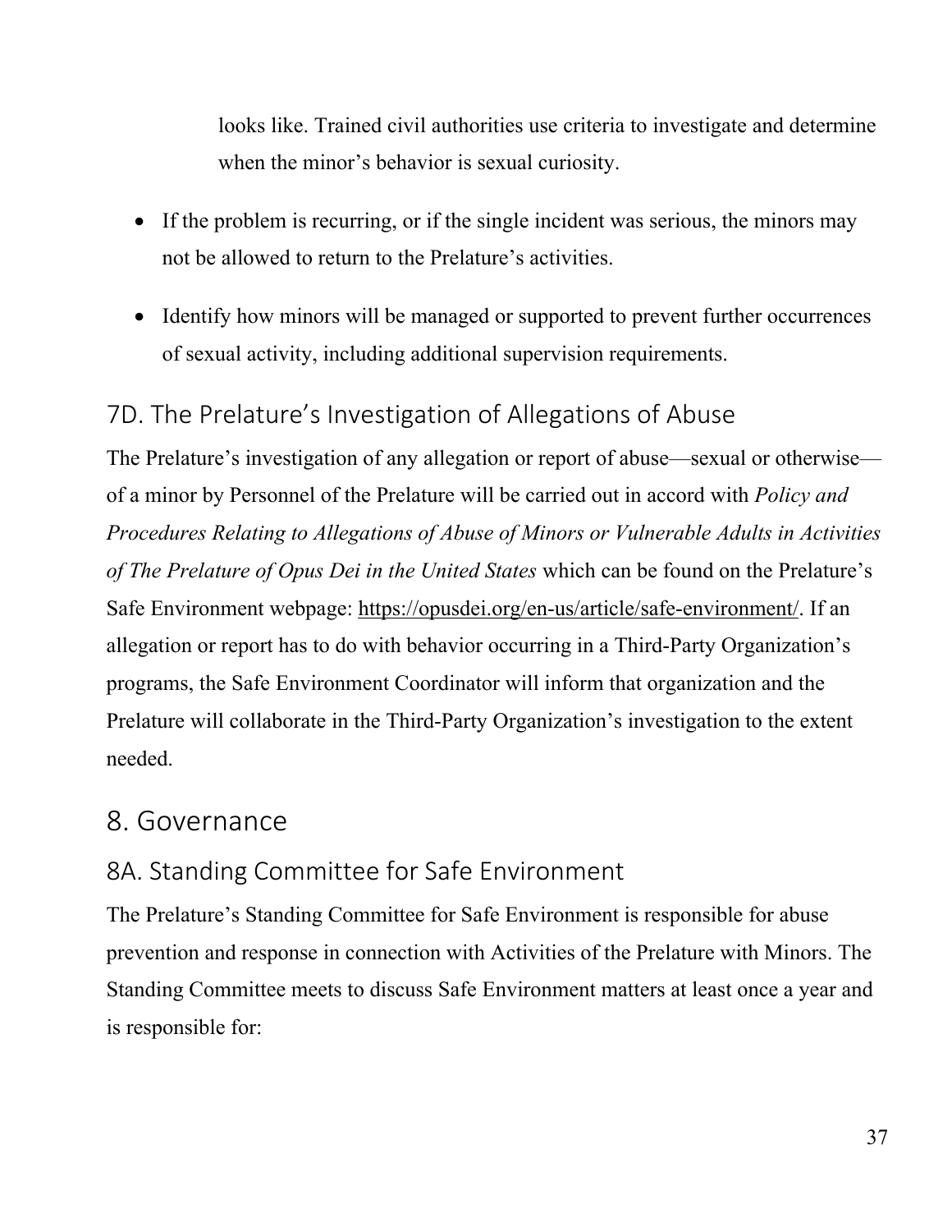looks like. Trained civil authorities use criteria to investigate and determine when the minor's behavior is sexual curiosity.

- If the problem is recurring, or if the single incident was serious, the minors may not be allowed to return to the Prelature's activities.
- Identify how minors will be managed or supported to prevent further occurrences of sexual activity, including additional supervision requirements.

### 7D. The Prelature's Investigation of Allegations of Abuse

The Prelature's investigation of any allegation or report of abuse—sexual or otherwise—of a minor by Personnel of the Prelature will be carried out in accord with *Policy and Procedures Relating to Allegations of Abuse of Minors or Vulnerable Adults in Activities of The Prelature of Opus Dei in the United States* which can be found on the Prelature's Safe Environment webpage: https://opusdei.org/en-us/article/safe-environment/. If an allegation or report has to do with behavior occurring in a Third-Party Organization's programs, the Safe Environment Coordinator will inform that organization and the Prelature will collaborate in the Third-Party Organization's investigation to the extent needed.

## 8. Governance

### 8A. Standing Committee for Safe Environment

The Prelature's Standing Committee for Safe Environment is responsible for abuse prevention and response in connection with Activities of the Prelature with Minors. The Standing Committee meets to discuss Safe Environment matters at least once a year and is responsible for: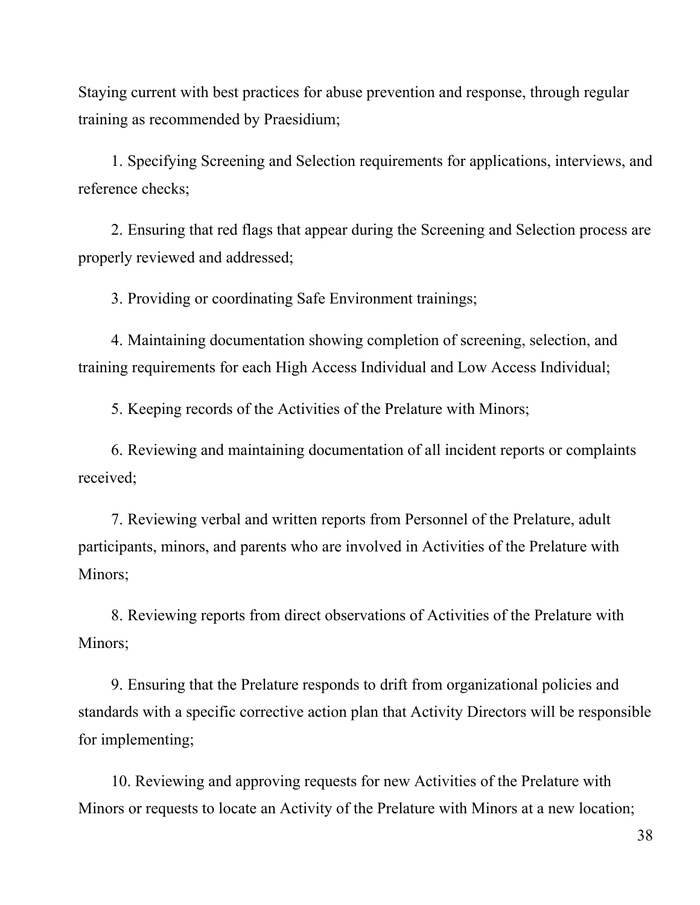Staying current with best practices for abuse prevention and response, through regular training as recommended by Praesidium;

1. Specifying Screening and Selection requirements for applications, interviews, and reference checks;

2. Ensuring that red flags that appear during the Screening and Selection process are properly reviewed and addressed;

3. Providing or coordinating Safe Environment trainings;

4. Maintaining documentation showing completion of screening, selection, and training requirements for each High Access Individual and Low Access Individual;

5. Keeping records of the Activities of the Prelature with Minors;

6. Reviewing and maintaining documentation of all incident reports or complaints received;

7. Reviewing verbal and written reports from Personnel of the Prelature, adult participants, minors, and parents who are involved in Activities of the Prelature with Minors;

8. Reviewing reports from direct observations of Activities of the Prelature with Minors;

9. Ensuring that the Prelature responds to drift from organizational policies and standards with a specific corrective action plan that Activity Directors will be responsible for implementing;

10. Reviewing and approving requests for new Activities of the Prelature with Minors or requests to locate an Activity of the Prelature with Minors at a new location;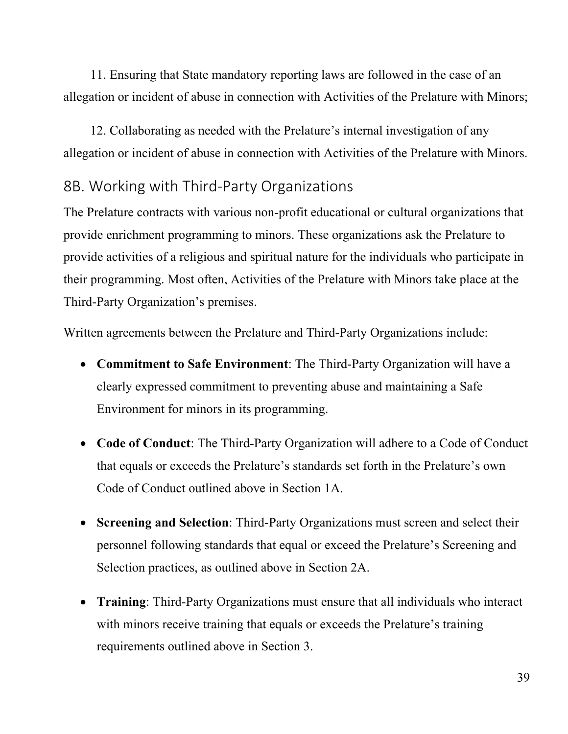11. Ensuring that State mandatory reporting laws are followed in the case of an allegation or incident of abuse in connection with Activities of the Prelature with Minors;

12. Collaborating as needed with the Prelature's internal investigation of any allegation or incident of abuse in connection with Activities of the Prelature with Minors.

## 8B. Working with Third-Party Organizations

The Prelature contracts with various non-profit educational or cultural organizations that provide enrichment programming to minors. These organizations ask the Prelature to provide activities of a religious and spiritual nature for the individuals who participate in their programming. Most often, Activities of the Prelature with Minors take place at the Third-Party Organization's premises.

Written agreements between the Prelature and Third-Party Organizations include:

- **Commitment to Safe Environment**: The Third-Party Organization will have a clearly expressed commitment to preventing abuse and maintaining a Safe Environment for minors in its programming.
- **Code of Conduct**: The Third-Party Organization will adhere to a Code of Conduct that equals or exceeds the Prelature's standards set forth in the Prelature's own Code of Conduct outlined above in Section 1A.
- **Screening and Selection**: Third-Party Organizations must screen and select their personnel following standards that equal or exceed the Prelature's Screening and Selection practices, as outlined above in Section 2A.
- **Training**: Third-Party Organizations must ensure that all individuals who interact with minors receive training that equals or exceeds the Prelature's training requirements outlined above in Section 3.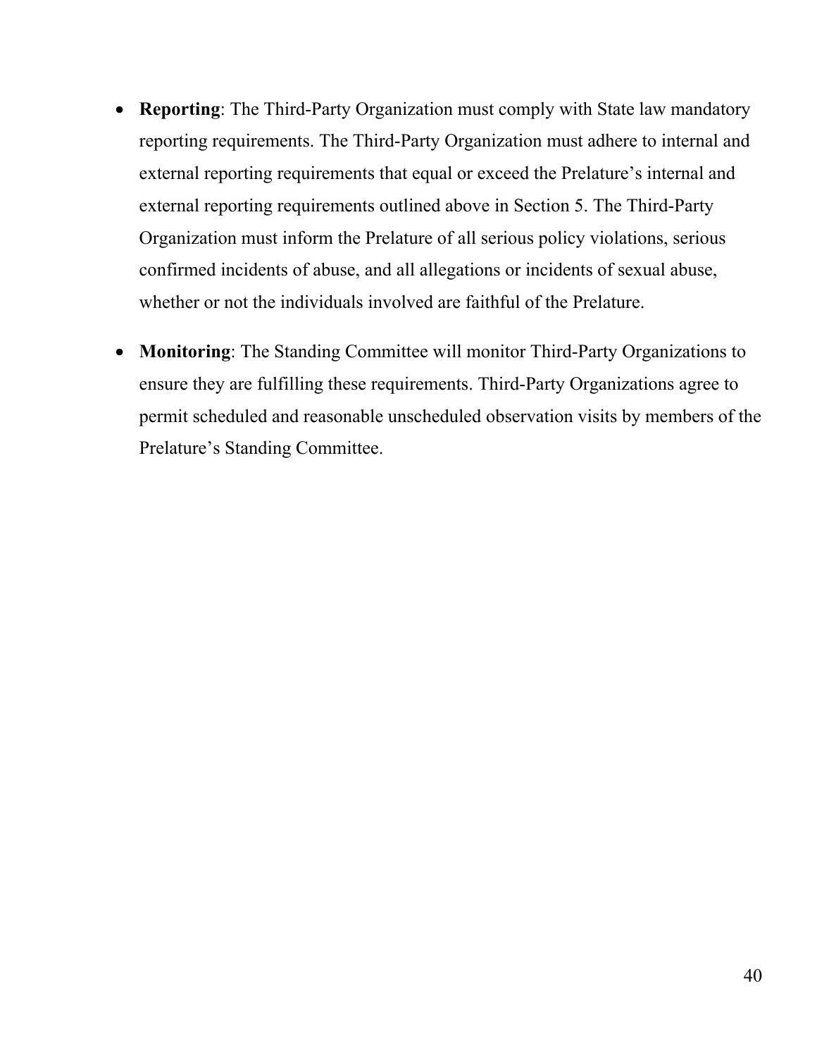- **Reporting**: The Third-Party Organization must comply with State law mandatory reporting requirements. The Third-Party Organization must adhere to internal and external reporting requirements that equal or exceed the Prelature's internal and external reporting requirements outlined above in Section 5. The Third-Party Organization must inform the Prelature of all serious policy violations, serious confirmed incidents of abuse, and all allegations or incidents of sexual abuse, whether or not the individuals involved are faithful of the Prelature.

- **Monitoring**: The Standing Committee will monitor Third-Party Organizations to ensure they are fulfilling these requirements. Third-Party Organizations agree to permit scheduled and reasonable unscheduled observation visits by members of the Prelature's Standing Committee.